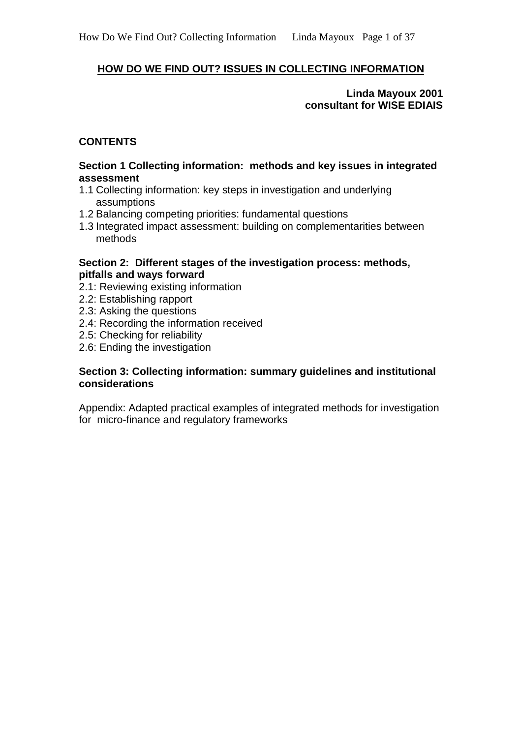# HOW DO WE FIND OUT? ISSUES IN COLLECTING INFORMATION

**Linda Mayoux 2001**
**consultant for WISE EDIAIS**

## CONTENTS

**Section 1 Collecting information: methods and key issues in integrated assessment**

1.1 Collecting information: key steps in investigation and underlying assumptions
1.2 Balancing competing priorities: fundamental questions
1.3 Integrated impact assessment: building on complementarities between methods

**Section 2: Different stages of the investigation process: methods, pitfalls and ways forward**

2.1: Reviewing existing information
2.2: Establishing rapport
2.3: Asking the questions
2.4: Recording the information received
2.5: Checking for reliability
2.6: Ending the investigation

**Section 3: Collecting information: summary guidelines and institutional considerations**

Appendix: Adapted practical examples of integrated methods for investigation for micro-finance and regulatory frameworks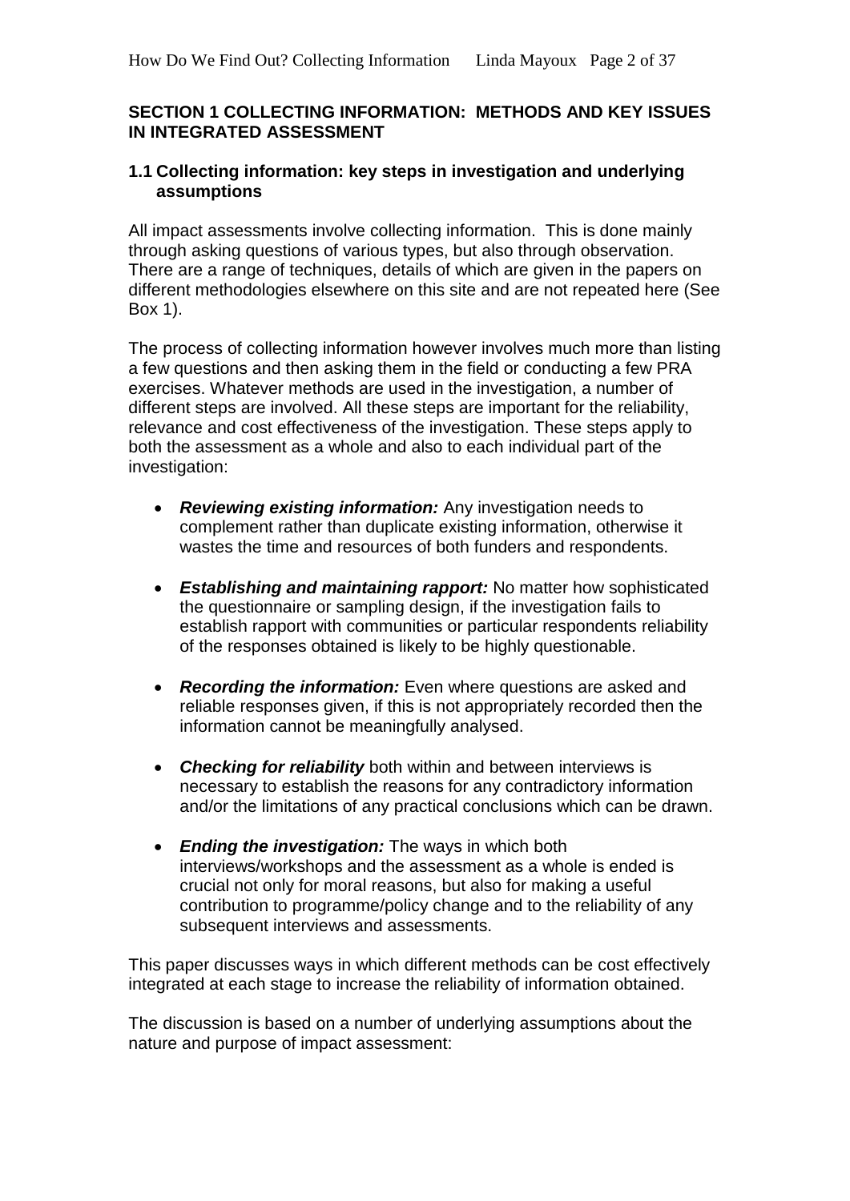## SECTION 1 COLLECTING INFORMATION: METHODS AND KEY ISSUES IN INTEGRATED ASSESSMENT

### 1.1 Collecting information: key steps in investigation and underlying assumptions

All impact assessments involve collecting information. This is done mainly through asking questions of various types, but also through observation. There are a range of techniques, details of which are given in the papers on different methodologies elsewhere on this site and are not repeated here (See Box 1).

The process of collecting information however involves much more than listing a few questions and then asking them in the field or conducting a few PRA exercises. Whatever methods are used in the investigation, a number of different steps are involved. All these steps are important for the reliability, relevance and cost effectiveness of the investigation. These steps apply to both the assessment as a whole and also to each individual part of the investigation:

- ***Reviewing existing information:*** Any investigation needs to complement rather than duplicate existing information, otherwise it wastes the time and resources of both funders and respondents.

- ***Establishing and maintaining rapport:*** No matter how sophisticated the questionnaire or sampling design, if the investigation fails to establish rapport with communities or particular respondents reliability of the responses obtained is likely to be highly questionable.

- ***Recording the information:*** Even where questions are asked and reliable responses given, if this is not appropriately recorded then the information cannot be meaningfully analysed.

- ***Checking for reliability*** both within and between interviews is necessary to establish the reasons for any contradictory information and/or the limitations of any practical conclusions which can be drawn.

- ***Ending the investigation:*** The ways in which both interviews/workshops and the assessment as a whole is ended is crucial not only for moral reasons, but also for making a useful contribution to programme/policy change and to the reliability of any subsequent interviews and assessments.

This paper discusses ways in which different methods can be cost effectively integrated at each stage to increase the reliability of information obtained.

The discussion is based on a number of underlying assumptions about the nature and purpose of impact assessment: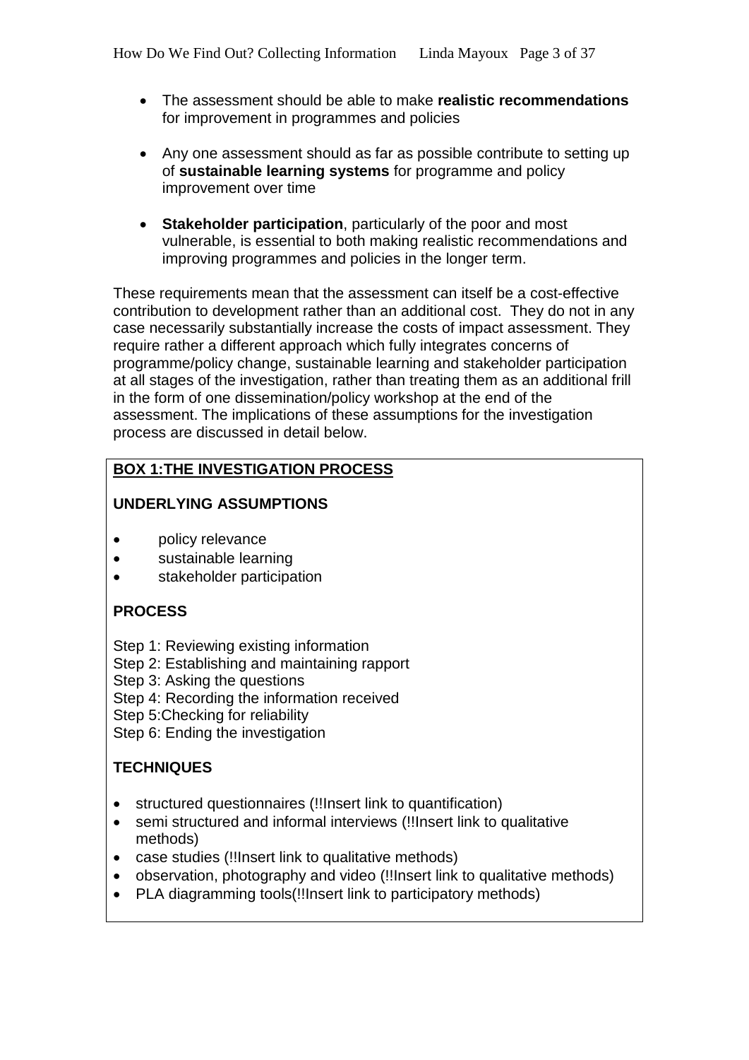- The assessment should be able to make **realistic recommendations** for improvement in programmes and policies

- Any one assessment should as far as possible contribute to setting up of **sustainable learning systems** for programme and policy improvement over time

- **Stakeholder participation**, particularly of the poor and most vulnerable, is essential to both making realistic recommendations and improving programmes and policies in the longer term.

These requirements mean that the assessment can itself be a cost-effective contribution to development rather than an additional cost. They do not in any case necessarily substantially increase the costs of impact assessment. They require rather a different approach which fully integrates concerns of programme/policy change, sustainable learning and stakeholder participation at all stages of the investigation, rather than treating them as an additional frill in the form of one dissemination/policy workshop at the end of the assessment. The implications of these assumptions for the investigation process are discussed in detail below.

**BOX 1:THE INVESTIGATION PROCESS**

**UNDERLYING ASSUMPTIONS**

- policy relevance
- sustainable learning
- stakeholder participation

**PROCESS**

Step 1: Reviewing existing information
Step 2: Establishing and maintaining rapport
Step 3: Asking the questions
Step 4: Recording the information received
Step 5:Checking for reliability
Step 6: Ending the investigation

**TECHNIQUES**

- structured questionnaires (!!Insert link to quantification)
- semi structured and informal interviews (!!Insert link to qualitative methods)
- case studies (!!Insert link to qualitative methods)
- observation, photography and video (!!Insert link to qualitative methods)
- PLA diagramming tools(!!Insert link to participatory methods)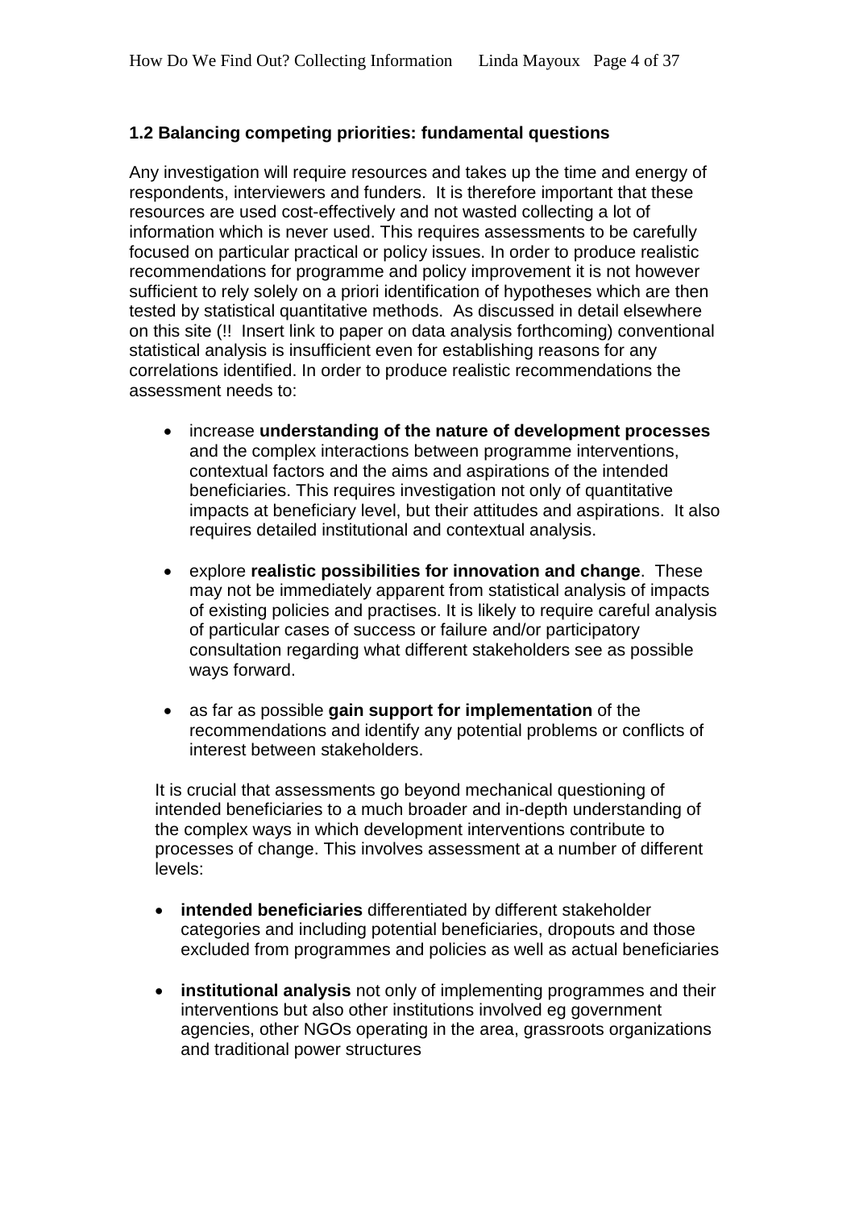### 1.2 Balancing competing priorities: fundamental questions

Any investigation will require resources and takes up the time and energy of respondents, interviewers and funders. It is therefore important that these resources are used cost-effectively and not wasted collecting a lot of information which is never used. This requires assessments to be carefully focused on particular practical or policy issues. In order to produce realistic recommendations for programme and policy improvement it is not however sufficient to rely solely on a priori identification of hypotheses which are then tested by statistical quantitative methods. As discussed in detail elsewhere on this site (!! Insert link to paper on data analysis forthcoming) conventional statistical analysis is insufficient even for establishing reasons for any correlations identified. In order to produce realistic recommendations the assessment needs to:

- increase **understanding of the nature of development processes** and the complex interactions between programme interventions, contextual factors and the aims and aspirations of the intended beneficiaries. This requires investigation not only of quantitative impacts at beneficiary level, but their attitudes and aspirations. It also requires detailed institutional and contextual analysis.

- explore **realistic possibilities for innovation and change**. These may not be immediately apparent from statistical analysis of impacts of existing policies and practises. It is likely to require careful analysis of particular cases of success or failure and/or participatory consultation regarding what different stakeholders see as possible ways forward.

- as far as possible **gain support for implementation** of the recommendations and identify any potential problems or conflicts of interest between stakeholders.

It is crucial that assessments go beyond mechanical questioning of intended beneficiaries to a much broader and in-depth understanding of the complex ways in which development interventions contribute to processes of change. This involves assessment at a number of different levels:

- **intended beneficiaries** differentiated by different stakeholder categories and including potential beneficiaries, dropouts and those excluded from programmes and policies as well as actual beneficiaries

- **institutional analysis** not only of implementing programmes and their interventions but also other institutions involved eg government agencies, other NGOs operating in the area, grassroots organizations and traditional power structures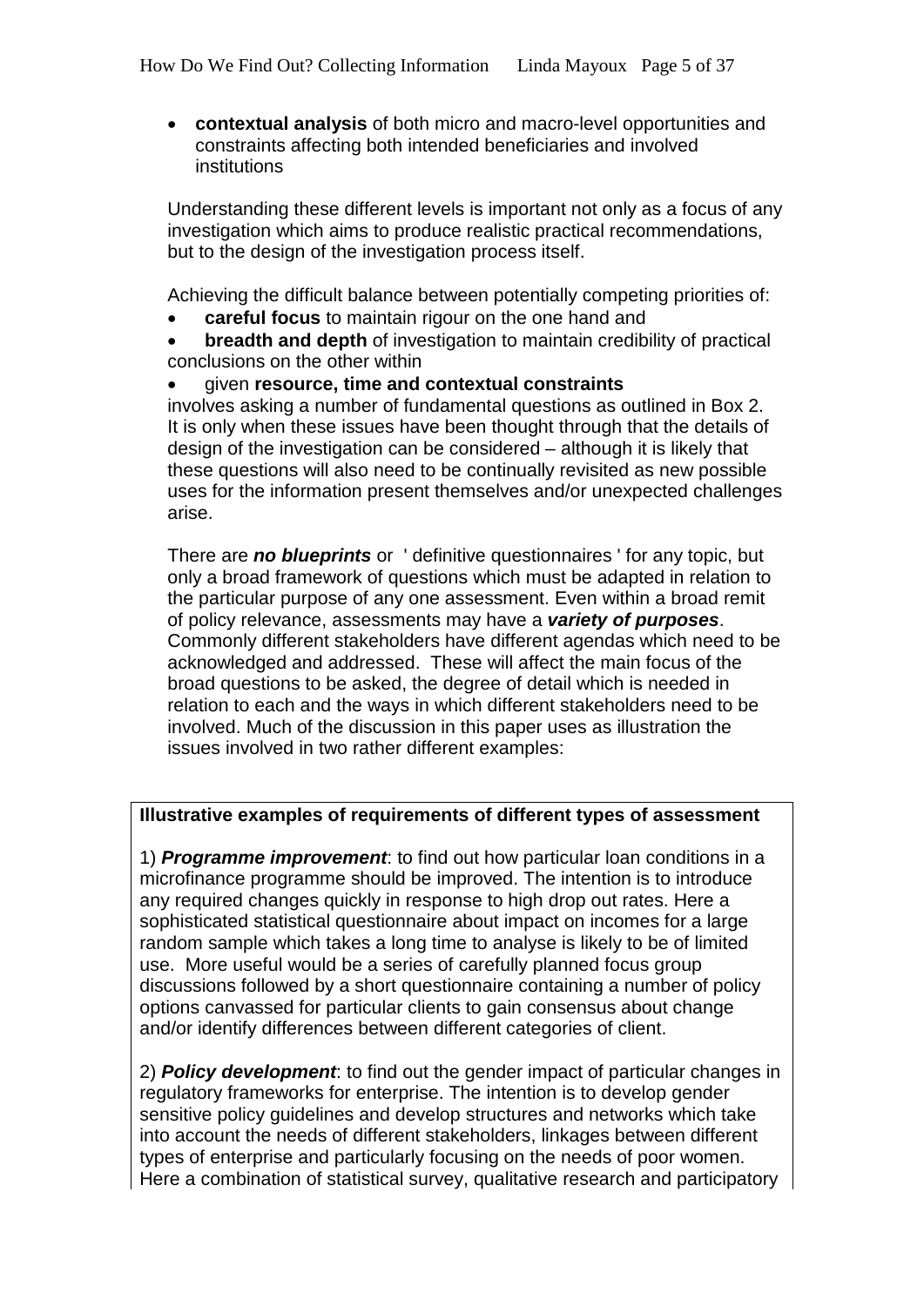- **contextual analysis** of both micro and macro-level opportunities and constraints affecting both intended beneficiaries and involved institutions

Understanding these different levels is important not only as a focus of any investigation which aims to produce realistic practical recommendations, but to the design of the investigation process itself.

Achieving the difficult balance between potentially competing priorities of:

- **careful focus** to maintain rigour on the one hand and
- **breadth and depth** of investigation to maintain credibility of practical conclusions on the other within
- given **resource, time and contextual constraints**

involves asking a number of fundamental questions as outlined in Box 2. It is only when these issues have been thought through that the details of design of the investigation can be considered – although it is likely that these questions will also need to be continually revisited as new possible uses for the information present themselves and/or unexpected challenges arise.

There are ***no blueprints*** or ' definitive questionnaires ' for any topic, but only a broad framework of questions which must be adapted in relation to the particular purpose of any one assessment. Even within a broad remit of policy relevance, assessments may have a ***variety of purposes***. Commonly different stakeholders have different agendas which need to be acknowledged and addressed. These will affect the main focus of the broad questions to be asked, the degree of detail which is needed in relation to each and the ways in which different stakeholders need to be involved. Much of the discussion in this paper uses as illustration the issues involved in two rather different examples:

**Illustrative examples of requirements of different types of assessment**

1) ***Programme improvement***: to find out how particular loan conditions in a microfinance programme should be improved. The intention is to introduce any required changes quickly in response to high drop out rates. Here a sophisticated statistical questionnaire about impact on incomes for a large random sample which takes a long time to analyse is likely to be of limited use. More useful would be a series of carefully planned focus group discussions followed by a short questionnaire containing a number of policy options canvassed for particular clients to gain consensus about change and/or identify differences between different categories of client.

2) ***Policy development***: to find out the gender impact of particular changes in regulatory frameworks for enterprise. The intention is to develop gender sensitive policy guidelines and develop structures and networks which take into account the needs of different stakeholders, linkages between different types of enterprise and particularly focusing on the needs of poor women. Here a combination of statistical survey, qualitative research and participatory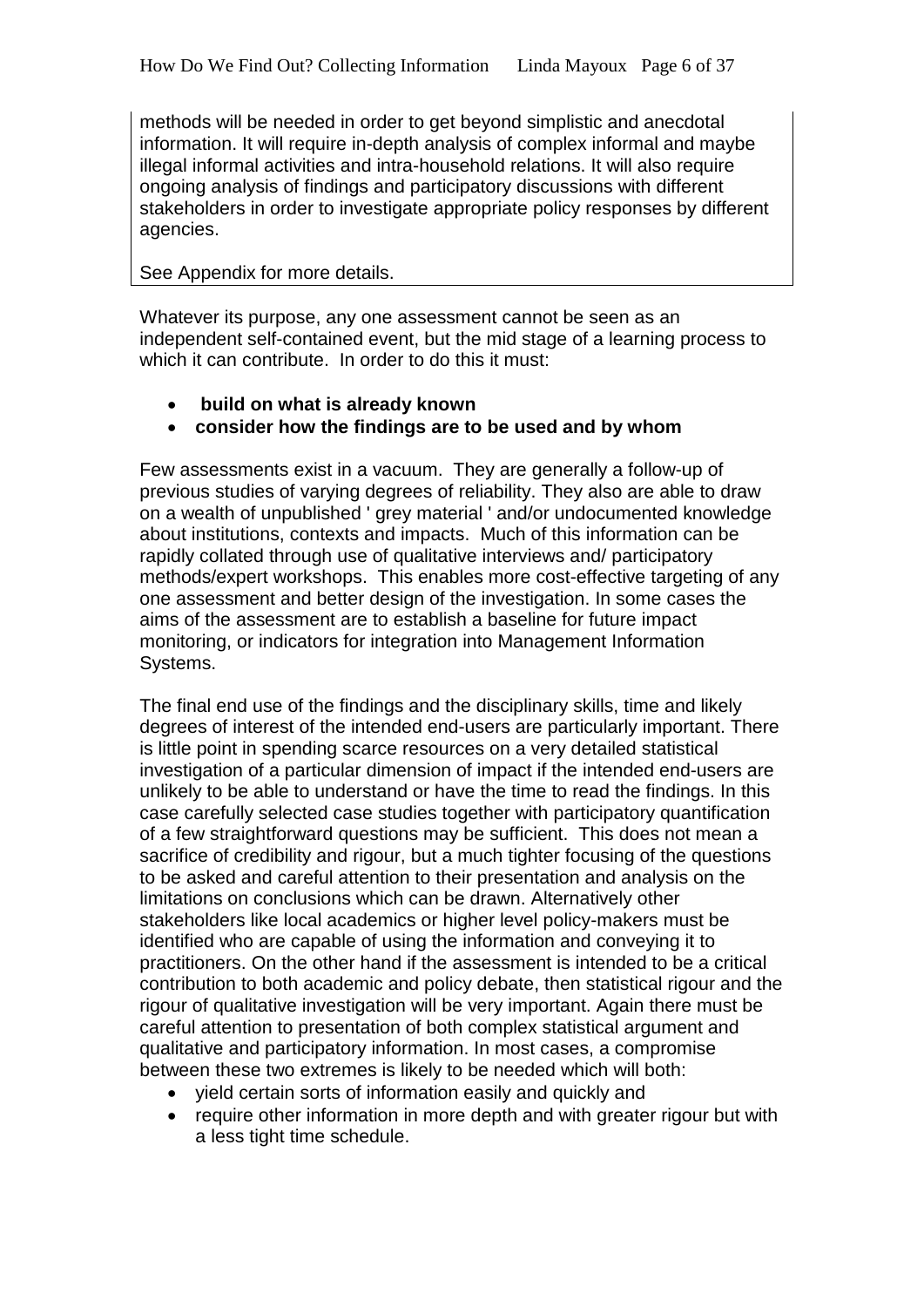methods will be needed in order to get beyond simplistic and anecdotal information. It will require in-depth analysis of complex informal and maybe illegal informal activities and intra-household relations. It will also require ongoing analysis of findings and participatory discussions with different stakeholders in order to investigate appropriate policy responses by different agencies.

See Appendix for more details.

Whatever its purpose, any one assessment cannot be seen as an independent self-contained event, but the mid stage of a learning process to which it can contribute. In order to do this it must:

- **build on what is already known**
- **consider how the findings are to be used and by whom**

Few assessments exist in a vacuum. They are generally a follow-up of previous studies of varying degrees of reliability. They also are able to draw on a wealth of unpublished ' grey material ' and/or undocumented knowledge about institutions, contexts and impacts. Much of this information can be rapidly collated through use of qualitative interviews and/ participatory methods/expert workshops. This enables more cost-effective targeting of any one assessment and better design of the investigation. In some cases the aims of the assessment are to establish a baseline for future impact monitoring, or indicators for integration into Management Information Systems.

The final end use of the findings and the disciplinary skills, time and likely degrees of interest of the intended end-users are particularly important. There is little point in spending scarce resources on a very detailed statistical investigation of a particular dimension of impact if the intended end-users are unlikely to be able to understand or have the time to read the findings. In this case carefully selected case studies together with participatory quantification of a few straightforward questions may be sufficient. This does not mean a sacrifice of credibility and rigour, but a much tighter focusing of the questions to be asked and careful attention to their presentation and analysis on the limitations on conclusions which can be drawn. Alternatively other stakeholders like local academics or higher level policy-makers must be identified who are capable of using the information and conveying it to practitioners. On the other hand if the assessment is intended to be a critical contribution to both academic and policy debate, then statistical rigour and the rigour of qualitative investigation will be very important. Again there must be careful attention to presentation of both complex statistical argument and qualitative and participatory information. In most cases, a compromise between these two extremes is likely to be needed which will both:

- yield certain sorts of information easily and quickly and
- require other information in more depth and with greater rigour but with a less tight time schedule.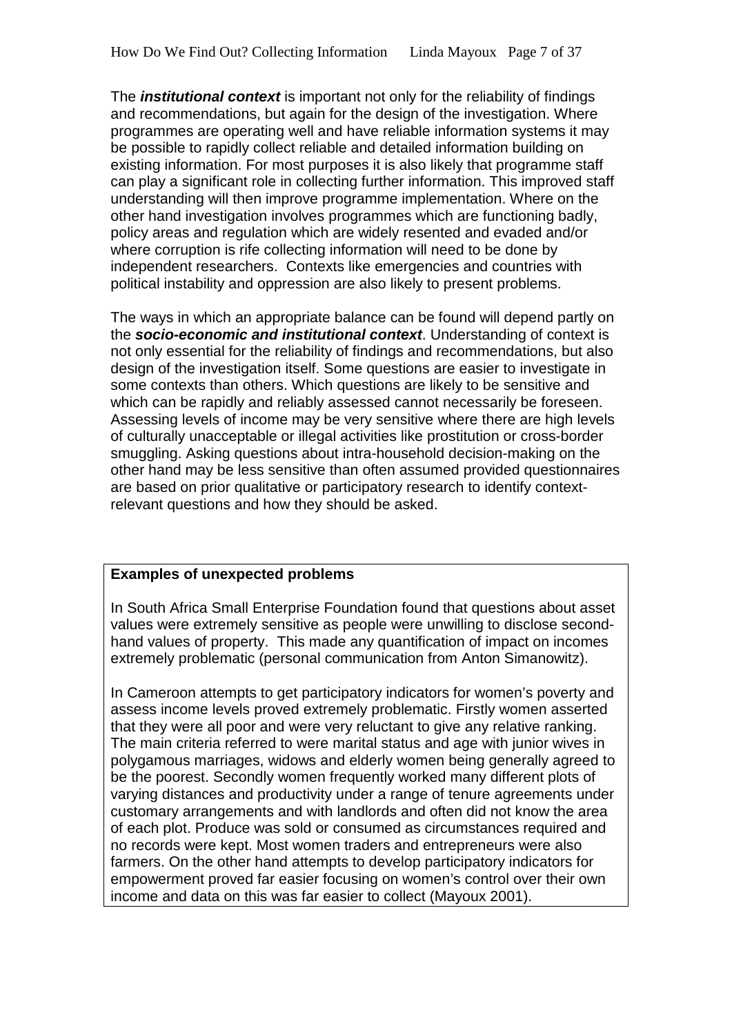The ***institutional context*** is important not only for the reliability of findings and recommendations, but again for the design of the investigation. Where programmes are operating well and have reliable information systems it may be possible to rapidly collect reliable and detailed information building on existing information. For most purposes it is also likely that programme staff can play a significant role in collecting further information. This improved staff understanding will then improve programme implementation. Where on the other hand investigation involves programmes which are functioning badly, policy areas and regulation which are widely resented and evaded and/or where corruption is rife collecting information will need to be done by independent researchers. Contexts like emergencies and countries with political instability and oppression are also likely to present problems.

The ways in which an appropriate balance can be found will depend partly on the ***socio-economic and institutional context***. Understanding of context is not only essential for the reliability of findings and recommendations, but also design of the investigation itself. Some questions are easier to investigate in some contexts than others. Which questions are likely to be sensitive and which can be rapidly and reliably assessed cannot necessarily be foreseen. Assessing levels of income may be very sensitive where there are high levels of culturally unacceptable or illegal activities like prostitution or cross-border smuggling. Asking questions about intra-household decision-making on the other hand may be less sensitive than often assumed provided questionnaires are based on prior qualitative or participatory research to identify context-relevant questions and how they should be asked.

**Examples of unexpected problems**

In South Africa Small Enterprise Foundation found that questions about asset values were extremely sensitive as people were unwilling to disclose second-hand values of property. This made any quantification of impact on incomes extremely problematic (personal communication from Anton Simanowitz).

In Cameroon attempts to get participatory indicators for women's poverty and assess income levels proved extremely problematic. Firstly women asserted that they were all poor and were very reluctant to give any relative ranking. The main criteria referred to were marital status and age with junior wives in polygamous marriages, widows and elderly women being generally agreed to be the poorest. Secondly women frequently worked many different plots of varying distances and productivity under a range of tenure agreements under customary arrangements and with landlords and often did not know the area of each plot. Produce was sold or consumed as circumstances required and no records were kept. Most women traders and entrepreneurs were also farmers. On the other hand attempts to develop participatory indicators for empowerment proved far easier focusing on women's control over their own income and data on this was far easier to collect (Mayoux 2001).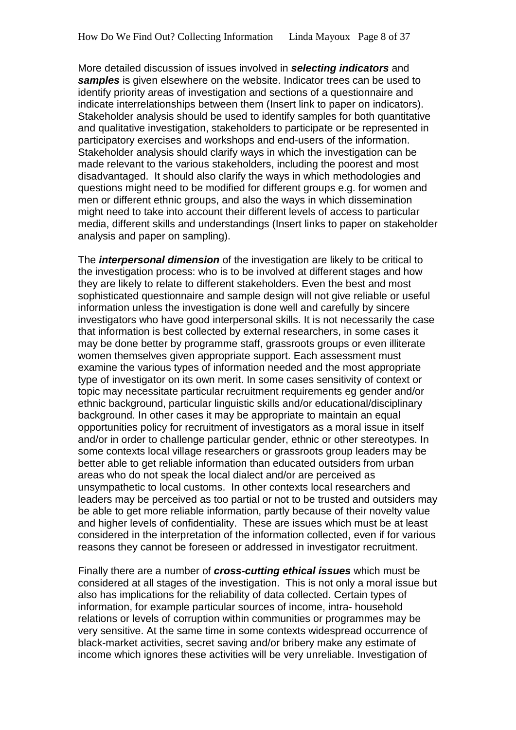More detailed discussion of issues involved in ***selecting indicators*** and ***samples*** is given elsewhere on the website. Indicator trees can be used to identify priority areas of investigation and sections of a questionnaire and indicate interrelationships between them (Insert link to paper on indicators). Stakeholder analysis should be used to identify samples for both quantitative and qualitative investigation, stakeholders to participate or be represented in participatory exercises and workshops and end-users of the information. Stakeholder analysis should clarify ways in which the investigation can be made relevant to the various stakeholders, including the poorest and most disadvantaged. It should also clarify the ways in which methodologies and questions might need to be modified for different groups e.g. for women and men or different ethnic groups, and also the ways in which dissemination might need to take into account their different levels of access to particular media, different skills and understandings (Insert links to paper on stakeholder analysis and paper on sampling).

The ***interpersonal dimension*** of the investigation are likely to be critical to the investigation process: who is to be involved at different stages and how they are likely to relate to different stakeholders. Even the best and most sophisticated questionnaire and sample design will not give reliable or useful information unless the investigation is done well and carefully by sincere investigators who have good interpersonal skills. It is not necessarily the case that information is best collected by external researchers, in some cases it may be done better by programme staff, grassroots groups or even illiterate women themselves given appropriate support. Each assessment must examine the various types of information needed and the most appropriate type of investigator on its own merit. In some cases sensitivity of context or topic may necessitate particular recruitment requirements eg gender and/or ethnic background, particular linguistic skills and/or educational/disciplinary background. In other cases it may be appropriate to maintain an equal opportunities policy for recruitment of investigators as a moral issue in itself and/or in order to challenge particular gender, ethnic or other stereotypes. In some contexts local village researchers or grassroots group leaders may be better able to get reliable information than educated outsiders from urban areas who do not speak the local dialect and/or are perceived as unsympathetic to local customs. In other contexts local researchers and leaders may be perceived as too partial or not to be trusted and outsiders may be able to get more reliable information, partly because of their novelty value and higher levels of confidentiality. These are issues which must be at least considered in the interpretation of the information collected, even if for various reasons they cannot be foreseen or addressed in investigator recruitment.

Finally there are a number of ***cross-cutting ethical issues*** which must be considered at all stages of the investigation. This is not only a moral issue but also has implications for the reliability of data collected. Certain types of information, for example particular sources of income, intra- household relations or levels of corruption within communities or programmes may be very sensitive. At the same time in some contexts widespread occurrence of black-market activities, secret saving and/or bribery make any estimate of income which ignores these activities will be very unreliable. Investigation of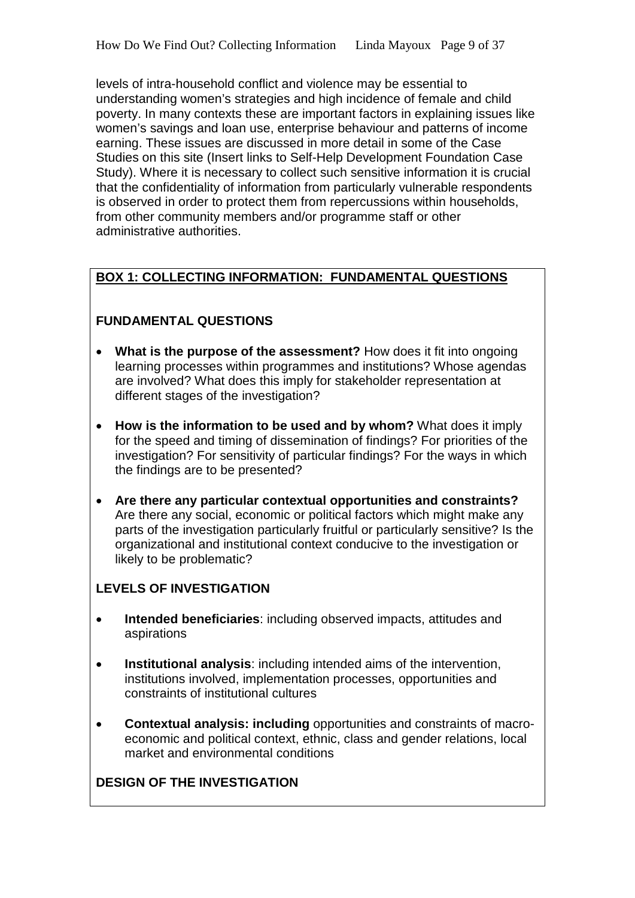levels of intra-household conflict and violence may be essential to understanding women's strategies and high incidence of female and child poverty. In many contexts these are important factors in explaining issues like women's savings and loan use, enterprise behaviour and patterns of income earning. These issues are discussed in more detail in some of the Case Studies on this site (Insert links to Self-Help Development Foundation Case Study). Where it is necessary to collect such sensitive information it is crucial that the confidentiality of information from particularly vulnerable respondents is observed in order to protect them from repercussions within households, from other community members and/or programme staff or other administrative authorities.

## BOX 1: COLLECTING INFORMATION: FUNDAMENTAL QUESTIONS

### FUNDAMENTAL QUESTIONS

- **What is the purpose of the assessment?** How does it fit into ongoing learning processes within programmes and institutions? Whose agendas are involved? What does this imply for stakeholder representation at different stages of the investigation?

- **How is the information to be used and by whom?** What does it imply for the speed and timing of dissemination of findings? For priorities of the investigation? For sensitivity of particular findings? For the ways in which the findings are to be presented?

- **Are there any particular contextual opportunities and constraints?** Are there any social, economic or political factors which might make any parts of the investigation particularly fruitful or particularly sensitive? Is the organizational and institutional context conducive to the investigation or likely to be problematic?

### LEVELS OF INVESTIGATION

- **Intended beneficiaries**: including observed impacts, attitudes and aspirations

- **Institutional analysis**: including intended aims of the intervention, institutions involved, implementation processes, opportunities and constraints of institutional cultures

- **Contextual analysis: including** opportunities and constraints of macro-economic and political context, ethnic, class and gender relations, local market and environmental conditions

### DESIGN OF THE INVESTIGATION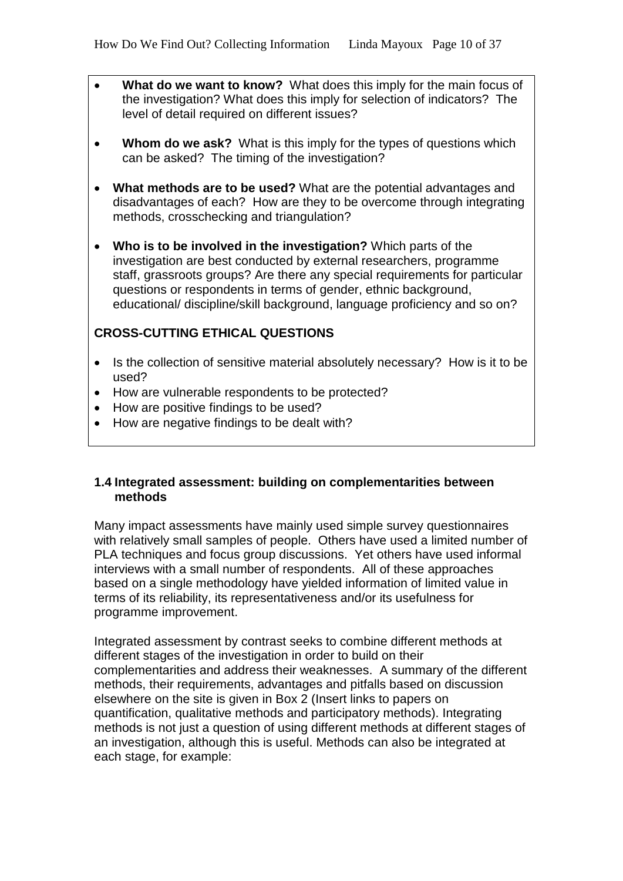- **What do we want to know?** What does this imply for the main focus of the investigation? What does this imply for selection of indicators? The level of detail required on different issues?

- **Whom do we ask?** What is this imply for the types of questions which can be asked? The timing of the investigation?

- **What methods are to be used?** What are the potential advantages and disadvantages of each? How are they to be overcome through integrating methods, crosschecking and triangulation?

- **Who is to be involved in the investigation?** Which parts of the investigation are best conducted by external researchers, programme staff, grassroots groups? Are there any special requirements for particular questions or respondents in terms of gender, ethnic background, educational/ discipline/skill background, language proficiency and so on?

**CROSS-CUTTING ETHICAL QUESTIONS**

- Is the collection of sensitive material absolutely necessary? How is it to be used?
- How are vulnerable respondents to be protected?
- How are positive findings to be used?
- How are negative findings to be dealt with?

### 1.4 Integrated assessment: building on complementarities between methods

Many impact assessments have mainly used simple survey questionnaires with relatively small samples of people. Others have used a limited number of PLA techniques and focus group discussions. Yet others have used informal interviews with a small number of respondents. All of these approaches based on a single methodology have yielded information of limited value in terms of its reliability, its representativeness and/or its usefulness for programme improvement.

Integrated assessment by contrast seeks to combine different methods at different stages of the investigation in order to build on their complementarities and address their weaknesses. A summary of the different methods, their requirements, advantages and pitfalls based on discussion elsewhere on the site is given in Box 2 (Insert links to papers on quantification, qualitative methods and participatory methods). Integrating methods is not just a question of using different methods at different stages of an investigation, although this is useful. Methods can also be integrated at each stage, for example: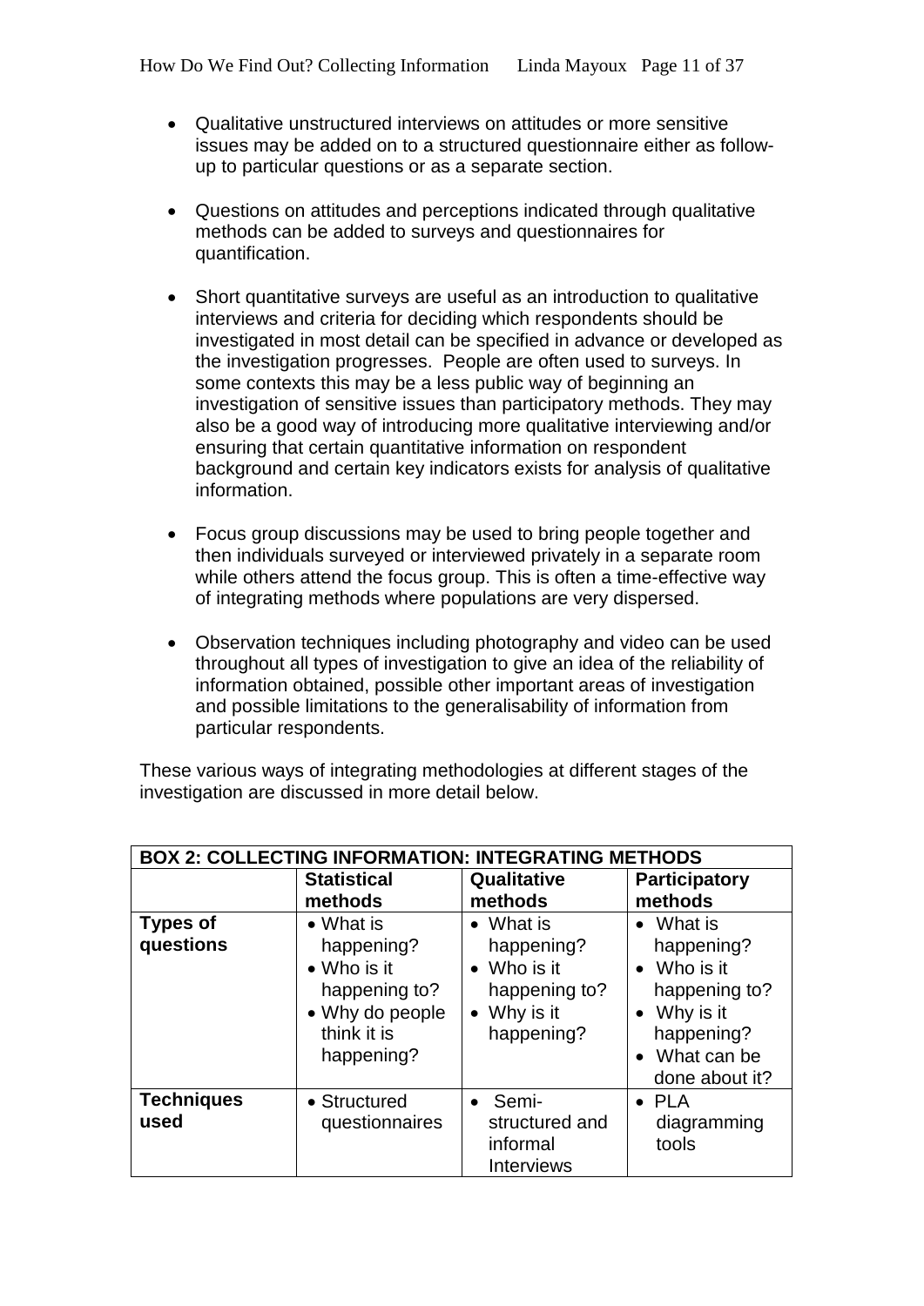- Qualitative unstructured interviews on attitudes or more sensitive issues may be added on to a structured questionnaire either as follow-up to particular questions or as a separate section.

- Questions on attitudes and perceptions indicated through qualitative methods can be added to surveys and questionnaires for quantification.

- Short quantitative surveys are useful as an introduction to qualitative interviews and criteria for deciding which respondents should be investigated in most detail can be specified in advance or developed as the investigation progresses. People are often used to surveys. In some contexts this may be a less public way of beginning an investigation of sensitive issues than participatory methods. They may also be a good way of introducing more qualitative interviewing and/or ensuring that certain quantitative information on respondent background and certain key indicators exists for analysis of qualitative information.

- Focus group discussions may be used to bring people together and then individuals surveyed or interviewed privately in a separate room while others attend the focus group. This is often a time-effective way of integrating methods where populations are very dispersed.

- Observation techniques including photography and video can be used throughout all types of investigation to give an idea of the reliability of information obtained, possible other important areas of investigation and possible limitations to the generalisability of information from particular respondents.

These various ways of integrating methodologies at different stages of the investigation are discussed in more detail below.

**BOX 2: COLLECTING INFORMATION: INTEGRATING METHODS**

| | **Statistical methods** | **Qualitative methods** | **Participatory methods** |
|---|---|---|---|
| **Types of questions** | • What is happening?<br>• Who is it happening to?<br>• Why do people think it is happening? | • What is happening?<br>• Who is it happening to?<br>• Why is it happening? | • What is happening?<br>• Who is it happening to?<br>• Why is it happening?<br>• What can be done about it? |
| **Techniques used** | • Structured questionnaires | • Semi-structured and informal Interviews | • PLA diagramming tools |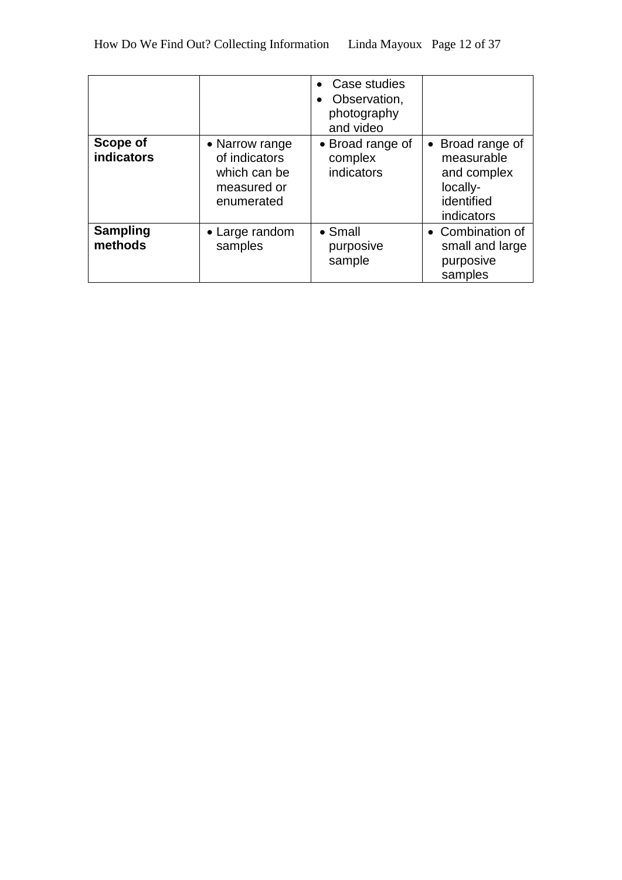| | | | |
|---|---|---|---|
| | | • Case studies<br>• Observation, photography and video | |
| **Scope of indicators** | • Narrow range of indicators which can be measured or enumerated | • Broad range of complex indicators | • Broad range of measurable and complex locally-identified indicators |
| **Sampling methods** | • Large random samples | • Small purposive sample | • Combination of small and large purposive samples |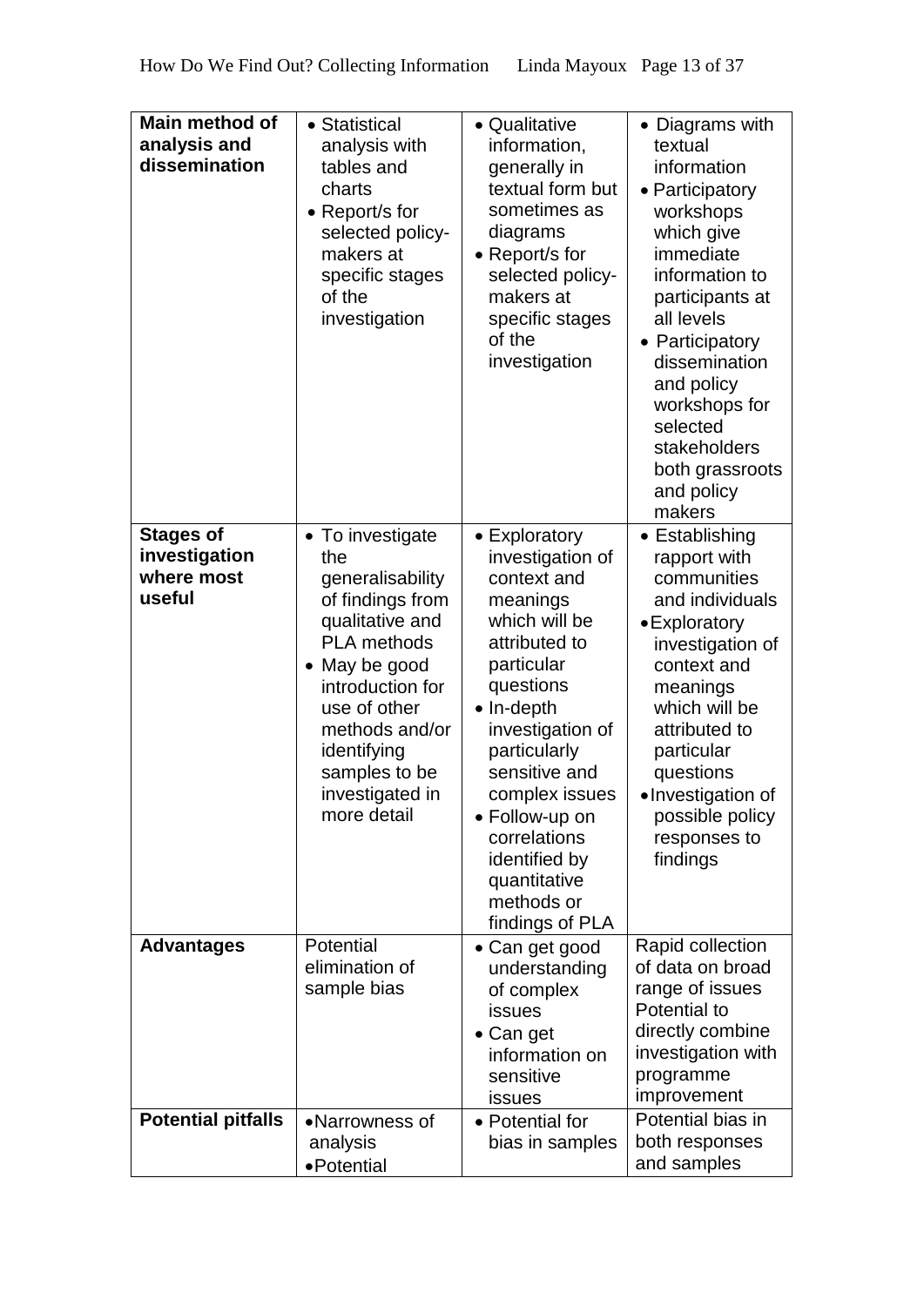| Main method of analysis and dissemination | • Statistical analysis with tables and charts<br>• Report/s for selected policy-makers at specific stages of the investigation | • Qualitative information, generally in textual form but sometimes as diagrams<br>• Report/s for selected policy-makers at specific stages of the investigation | • Diagrams with textual information<br>• Participatory workshops which give immediate information to participants at all levels<br>• Participatory dissemination and policy workshops for selected stakeholders both grassroots and policy makers |
|---|---|---|---|
| **Stages of investigation where most useful** | • To investigate the generalisability of findings from qualitative and PLA methods<br>• May be good introduction for use of other methods and/or identifying samples to be investigated in more detail | • Exploratory investigation of context and meanings which will be attributed to particular questions<br>• In-depth investigation of particularly sensitive and complex issues<br>• Follow-up on correlations identified by quantitative methods or findings of PLA | • Establishing rapport with communities and individuals<br>• Exploratory investigation of context and meanings which will be attributed to particular questions<br>• Investigation of possible policy responses to findings |
| **Advantages** | Potential elimination of sample bias | • Can get good understanding of complex issues<br>• Can get information on sensitive issues | Rapid collection of data on broad range of issues<br>Potential to directly combine investigation with programme improvement |
| **Potential pitfalls** | • Narrowness of analysis<br>• Potential | • Potential for bias in samples | Potential bias in both responses and samples |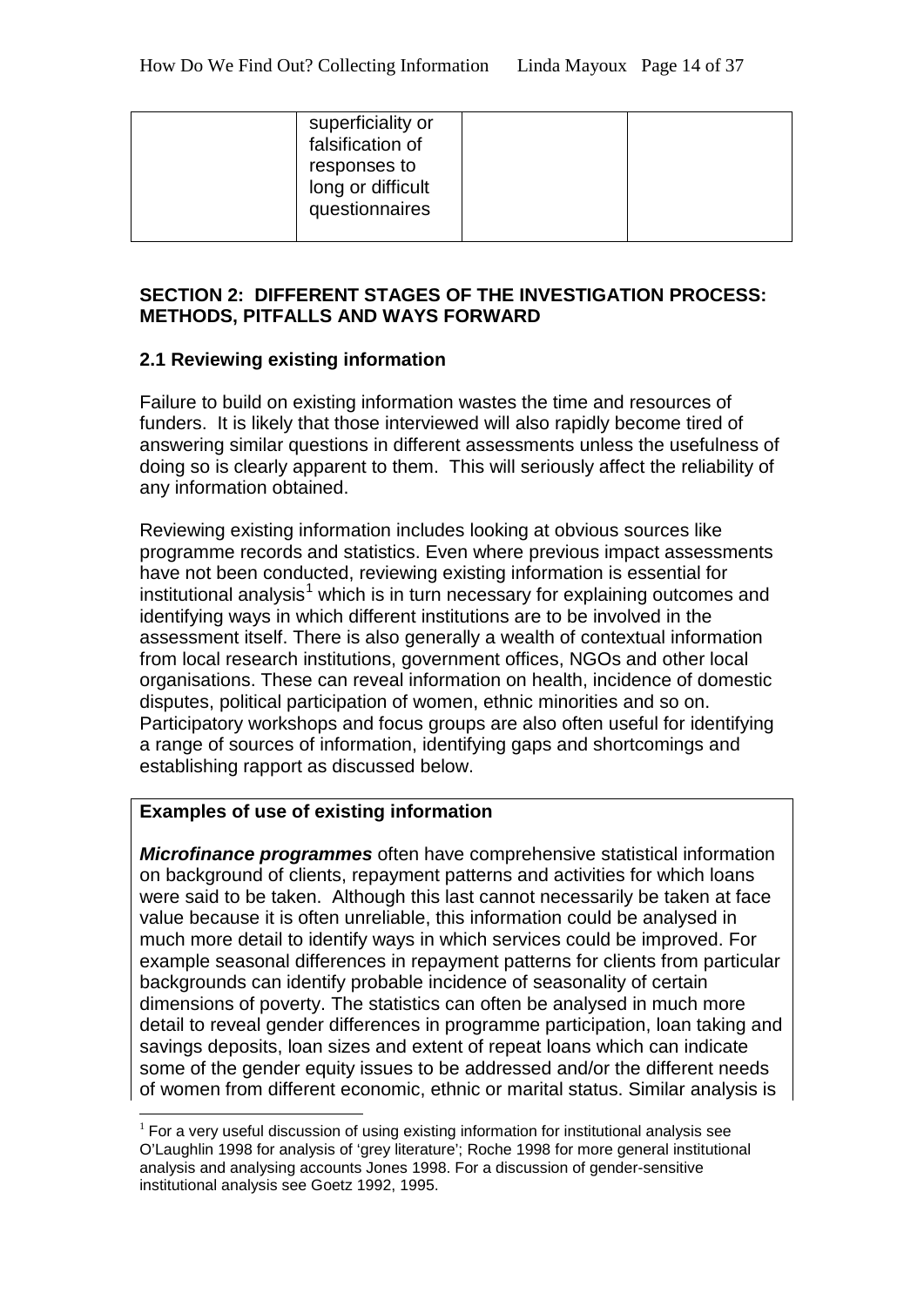| | superficiality or falsification of responses to long or difficult questionnaires | | |
|---|---|---|---|

**SECTION 2: DIFFERENT STAGES OF THE INVESTIGATION PROCESS: METHODS, PITFALLS AND WAYS FORWARD**

**2.1 Reviewing existing information**

Failure to build on existing information wastes the time and resources of funders. It is likely that those interviewed will also rapidly become tired of answering similar questions in different assessments unless the usefulness of doing so is clearly apparent to them. This will seriously affect the reliability of any information obtained.

Reviewing existing information includes looking at obvious sources like programme records and statistics. Even where previous impact assessments have not been conducted, reviewing existing information is essential for institutional analysis[1] which is in turn necessary for explaining outcomes and identifying ways in which different institutions are to be involved in the assessment itself. There is also generally a wealth of contextual information from local research institutions, government offices, NGOs and other local organisations. These can reveal information on health, incidence of domestic disputes, political participation of women, ethnic minorities and so on. Participatory workshops and focus groups are also often useful for identifying a range of sources of information, identifying gaps and shortcomings and establishing rapport as discussed below.

**Examples of use of existing information**

***Microfinance programmes*** often have comprehensive statistical information on background of clients, repayment patterns and activities for which loans were said to be taken. Although this last cannot necessarily be taken at face value because it is often unreliable, this information could be analysed in much more detail to identify ways in which services could be improved. For example seasonal differences in repayment patterns for clients from particular backgrounds can identify probable incidence of seasonality of certain dimensions of poverty. The statistics can often be analysed in much more detail to reveal gender differences in programme participation, loan taking and savings deposits, loan sizes and extent of repeat loans which can indicate some of the gender equity issues to be addressed and/or the different needs of women from different economic, ethnic or marital status. Similar analysis is

[1] For a very useful discussion of using existing information for institutional analysis see O'Laughlin 1998 for analysis of 'grey literature'; Roche 1998 for more general institutional analysis and analysing accounts Jones 1998. For a discussion of gender-sensitive institutional analysis see Goetz 1992, 1995.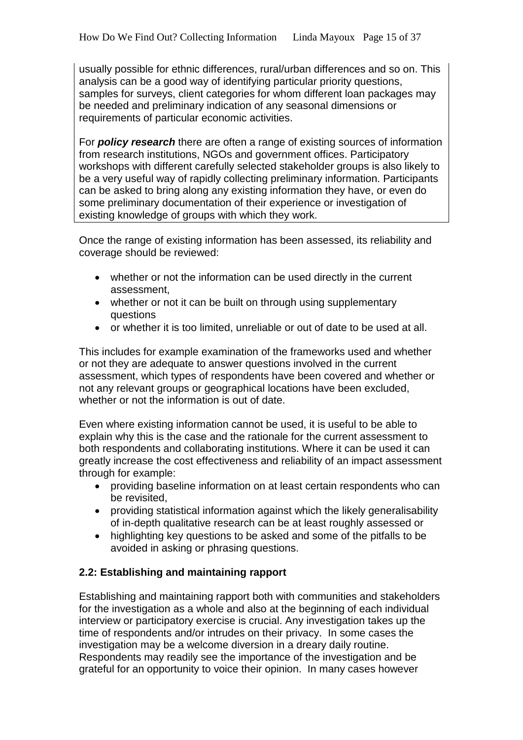usually possible for ethnic differences, rural/urban differences and so on. This analysis can be a good way of identifying particular priority questions, samples for surveys, client categories for whom different loan packages may be needed and preliminary indication of any seasonal dimensions or requirements of particular economic activities.

For ***policy research*** there are often a range of existing sources of information from research institutions, NGOs and government offices. Participatory workshops with different carefully selected stakeholder groups is also likely to be a very useful way of rapidly collecting preliminary information. Participants can be asked to bring along any existing information they have, or even do some preliminary documentation of their experience or investigation of existing knowledge of groups with which they work.

Once the range of existing information has been assessed, its reliability and coverage should be reviewed:

- whether or not the information can be used directly in the current assessment,
- whether or not it can be built on through using supplementary questions
- or whether it is too limited, unreliable or out of date to be used at all.

This includes for example examination of the frameworks used and whether or not they are adequate to answer questions involved in the current assessment, which types of respondents have been covered and whether or not any relevant groups or geographical locations have been excluded, whether or not the information is out of date.

Even where existing information cannot be used, it is useful to be able to explain why this is the case and the rationale for the current assessment to both respondents and collaborating institutions. Where it can be used it can greatly increase the cost effectiveness and reliability of an impact assessment through for example:

- providing baseline information on at least certain respondents who can be revisited,
- providing statistical information against which the likely generalisability of in-depth qualitative research can be at least roughly assessed or
- highlighting key questions to be asked and some of the pitfalls to be avoided in asking or phrasing questions.

### 2.2: Establishing and maintaining rapport

Establishing and maintaining rapport both with communities and stakeholders for the investigation as a whole and also at the beginning of each individual interview or participatory exercise is crucial. Any investigation takes up the time of respondents and/or intrudes on their privacy. In some cases the investigation may be a welcome diversion in a dreary daily routine. Respondents may readily see the importance of the investigation and be grateful for an opportunity to voice their opinion. In many cases however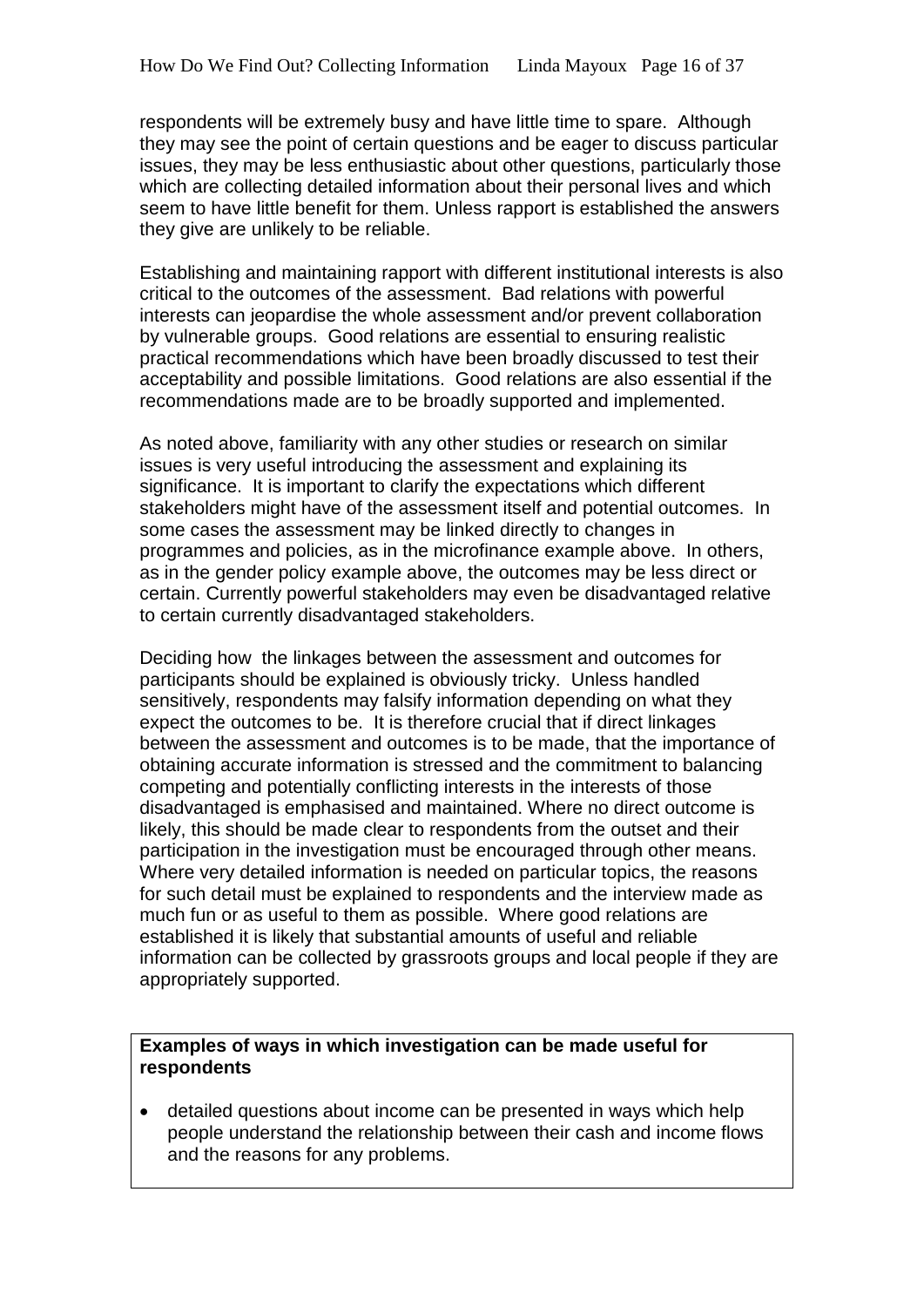respondents will be extremely busy and have little time to spare. Although they may see the point of certain questions and be eager to discuss particular issues, they may be less enthusiastic about other questions, particularly those which are collecting detailed information about their personal lives and which seem to have little benefit for them. Unless rapport is established the answers they give are unlikely to be reliable.

Establishing and maintaining rapport with different institutional interests is also critical to the outcomes of the assessment. Bad relations with powerful interests can jeopardise the whole assessment and/or prevent collaboration by vulnerable groups. Good relations are essential to ensuring realistic practical recommendations which have been broadly discussed to test their acceptability and possible limitations. Good relations are also essential if the recommendations made are to be broadly supported and implemented.

As noted above, familiarity with any other studies or research on similar issues is very useful introducing the assessment and explaining its significance. It is important to clarify the expectations which different stakeholders might have of the assessment itself and potential outcomes. In some cases the assessment may be linked directly to changes in programmes and policies, as in the microfinance example above. In others, as in the gender policy example above, the outcomes may be less direct or certain. Currently powerful stakeholders may even be disadvantaged relative to certain currently disadvantaged stakeholders.

Deciding how the linkages between the assessment and outcomes for participants should be explained is obviously tricky. Unless handled sensitively, respondents may falsify information depending on what they expect the outcomes to be. It is therefore crucial that if direct linkages between the assessment and outcomes is to be made, that the importance of obtaining accurate information is stressed and the commitment to balancing competing and potentially conflicting interests in the interests of those disadvantaged is emphasised and maintained. Where no direct outcome is likely, this should be made clear to respondents from the outset and their participation in the investigation must be encouraged through other means. Where very detailed information is needed on particular topics, the reasons for such detail must be explained to respondents and the interview made as much fun or as useful to them as possible. Where good relations are established it is likely that substantial amounts of useful and reliable information can be collected by grassroots groups and local people if they are appropriately supported.

**Examples of ways in which investigation can be made useful for respondents**

- detailed questions about income can be presented in ways which help people understand the relationship between their cash and income flows and the reasons for any problems.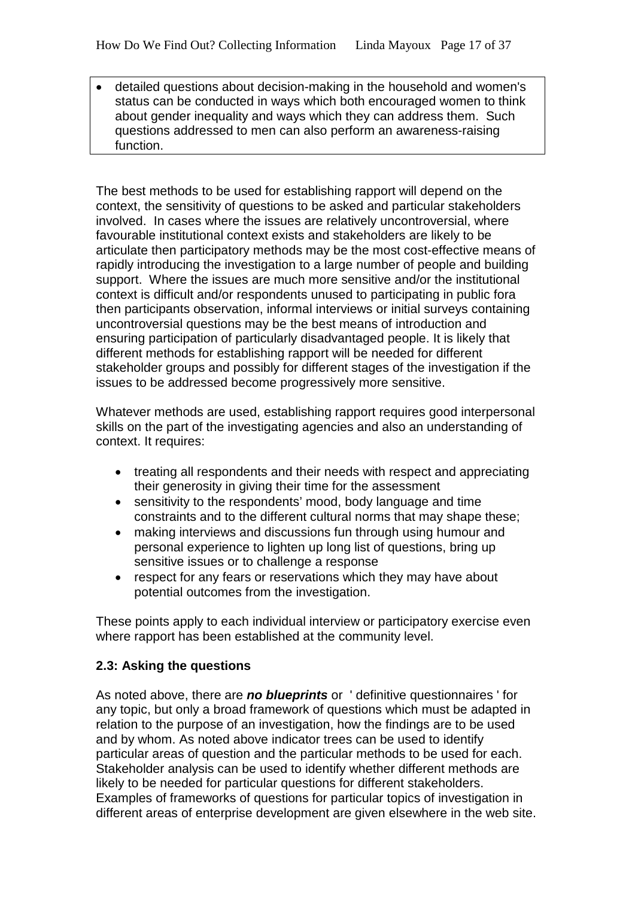- detailed questions about decision-making in the household and women's status can be conducted in ways which both encouraged women to think about gender inequality and ways which they can address them. Such questions addressed to men can also perform an awareness-raising function.

The best methods to be used for establishing rapport will depend on the context, the sensitivity of questions to be asked and particular stakeholders involved. In cases where the issues are relatively uncontroversial, where favourable institutional context exists and stakeholders are likely to be articulate then participatory methods may be the most cost-effective means of rapidly introducing the investigation to a large number of people and building support. Where the issues are much more sensitive and/or the institutional context is difficult and/or respondents unused to participating in public fora then participants observation, informal interviews or initial surveys containing uncontroversial questions may be the best means of introduction and ensuring participation of particularly disadvantaged people. It is likely that different methods for establishing rapport will be needed for different stakeholder groups and possibly for different stages of the investigation if the issues to be addressed become progressively more sensitive.

Whatever methods are used, establishing rapport requires good interpersonal skills on the part of the investigating agencies and also an understanding of context. It requires:

- treating all respondents and their needs with respect and appreciating their generosity in giving their time for the assessment
- sensitivity to the respondents' mood, body language and time constraints and to the different cultural norms that may shape these;
- making interviews and discussions fun through using humour and personal experience to lighten up long list of questions, bring up sensitive issues or to challenge a response
- respect for any fears or reservations which they may have about potential outcomes from the investigation.

These points apply to each individual interview or participatory exercise even where rapport has been established at the community level.

### 2.3: Asking the questions

As noted above, there are ***no blueprints*** or ' definitive questionnaires ' for any topic, but only a broad framework of questions which must be adapted in relation to the purpose of an investigation, how the findings are to be used and by whom. As noted above indicator trees can be used to identify particular areas of question and the particular methods to be used for each. Stakeholder analysis can be used to identify whether different methods are likely to be needed for particular questions for different stakeholders. Examples of frameworks of questions for particular topics of investigation in different areas of enterprise development are given elsewhere in the web site.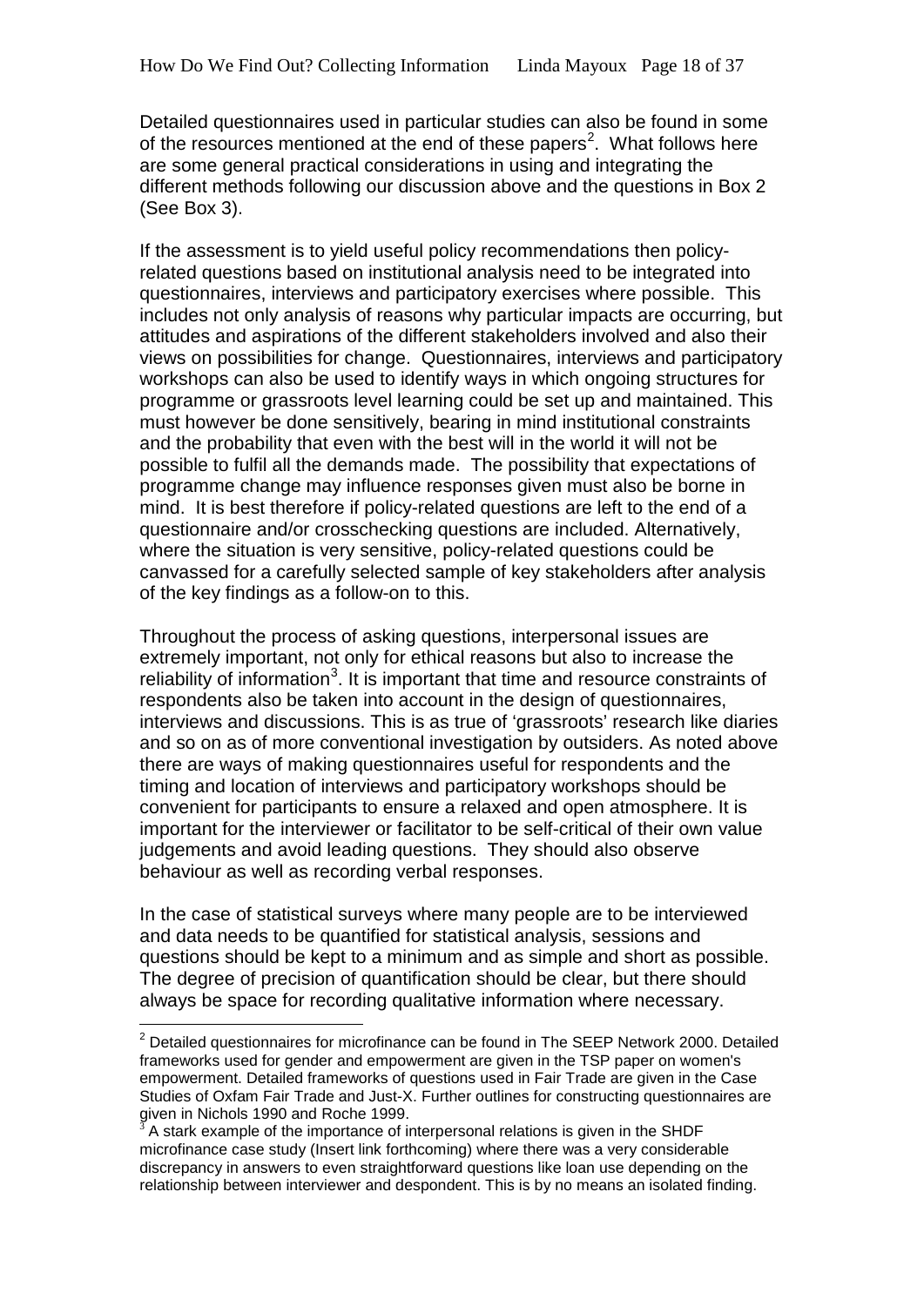Detailed questionnaires used in particular studies can also be found in some of the resources mentioned at the end of these papers[2]. What follows here are some general practical considerations in using and integrating the different methods following our discussion above and the questions in Box 2 (See Box 3).

If the assessment is to yield useful policy recommendations then policy-related questions based on institutional analysis need to be integrated into questionnaires, interviews and participatory exercises where possible. This includes not only analysis of reasons why particular impacts are occurring, but attitudes and aspirations of the different stakeholders involved and also their views on possibilities for change. Questionnaires, interviews and participatory workshops can also be used to identify ways in which ongoing structures for programme or grassroots level learning could be set up and maintained. This must however be done sensitively, bearing in mind institutional constraints and the probability that even with the best will in the world it will not be possible to fulfil all the demands made. The possibility that expectations of programme change may influence responses given must also be borne in mind. It is best therefore if policy-related questions are left to the end of a questionnaire and/or crosschecking questions are included. Alternatively, where the situation is very sensitive, policy-related questions could be canvassed for a carefully selected sample of key stakeholders after analysis of the key findings as a follow-on to this.

Throughout the process of asking questions, interpersonal issues are extremely important, not only for ethical reasons but also to increase the reliability of information[3]. It is important that time and resource constraints of respondents also be taken into account in the design of questionnaires, interviews and discussions. This is as true of 'grassroots' research like diaries and so on as of more conventional investigation by outsiders. As noted above there are ways of making questionnaires useful for respondents and the timing and location of interviews and participatory workshops should be convenient for participants to ensure a relaxed and open atmosphere. It is important for the interviewer or facilitator to be self-critical of their own value judgements and avoid leading questions. They should also observe behaviour as well as recording verbal responses.

In the case of statistical surveys where many people are to be interviewed and data needs to be quantified for statistical analysis, sessions and questions should be kept to a minimum and as simple and short as possible. The degree of precision of quantification should be clear, but there should always be space for recording qualitative information where necessary.

---

[2] Detailed questionnaires for microfinance can be found in The SEEP Network 2000. Detailed frameworks used for gender and empowerment are given in the TSP paper on women's empowerment. Detailed frameworks of questions used in Fair Trade are given in the Case Studies of Oxfam Fair Trade and Just-X. Further outlines for constructing questionnaires are given in Nichols 1990 and Roche 1999.

[3] A stark example of the importance of interpersonal relations is given in the SHDF microfinance case study (Insert link forthcoming) where there was a very considerable discrepancy in answers to even straightforward questions like loan use depending on the relationship between interviewer and despondent. This is by no means an isolated finding.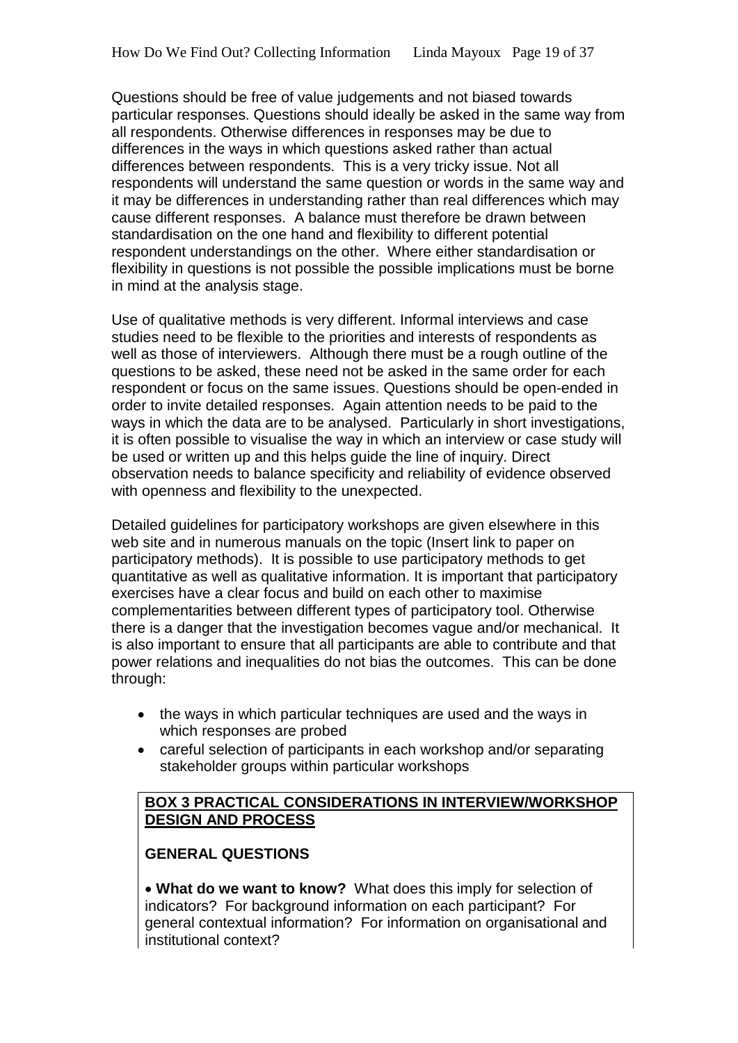Questions should be free of value judgements and not biased towards particular responses. Questions should ideally be asked in the same way from all respondents. Otherwise differences in responses may be due to differences in the ways in which questions asked rather than actual differences between respondents. This is a very tricky issue. Not all respondents will understand the same question or words in the same way and it may be differences in understanding rather than real differences which may cause different responses. A balance must therefore be drawn between standardisation on the one hand and flexibility to different potential respondent understandings on the other. Where either standardisation or flexibility in questions is not possible the possible implications must be borne in mind at the analysis stage.

Use of qualitative methods is very different. Informal interviews and case studies need to be flexible to the priorities and interests of respondents as well as those of interviewers. Although there must be a rough outline of the questions to be asked, these need not be asked in the same order for each respondent or focus on the same issues. Questions should be open-ended in order to invite detailed responses. Again attention needs to be paid to the ways in which the data are to be analysed. Particularly in short investigations, it is often possible to visualise the way in which an interview or case study will be used or written up and this helps guide the line of inquiry. Direct observation needs to balance specificity and reliability of evidence observed with openness and flexibility to the unexpected.

Detailed guidelines for participatory workshops are given elsewhere in this web site and in numerous manuals on the topic (Insert link to paper on participatory methods). It is possible to use participatory methods to get quantitative as well as qualitative information. It is important that participatory exercises have a clear focus and build on each other to maximise complementarities between different types of participatory tool. Otherwise there is a danger that the investigation becomes vague and/or mechanical. It is also important to ensure that all participants are able to contribute and that power relations and inequalities do not bias the outcomes. This can be done through:

- the ways in which particular techniques are used and the ways in which responses are probed
- careful selection of participants in each workshop and/or separating stakeholder groups within particular workshops

**BOX 3 PRACTICAL CONSIDERATIONS IN INTERVIEW/WORKSHOP DESIGN AND PROCESS**

**GENERAL QUESTIONS**

- **What do we want to know?** What does this imply for selection of indicators? For background information on each participant? For general contextual information? For information on organisational and institutional context?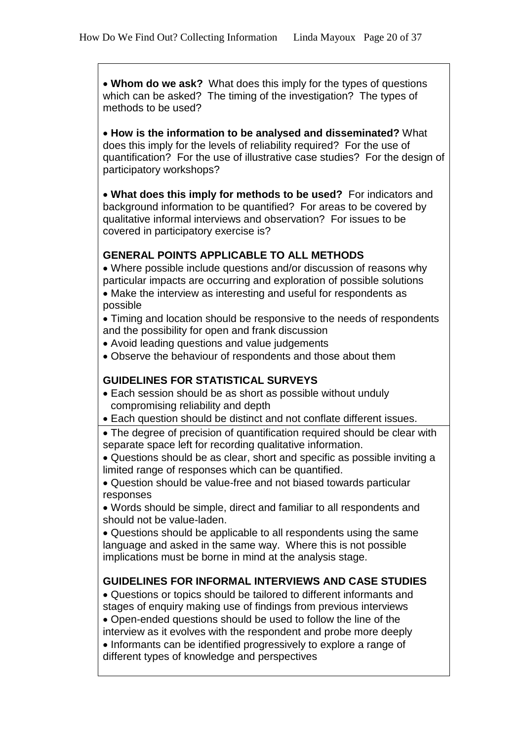- **Whom do we ask?** What does this imply for the types of questions which can be asked? The timing of the investigation? The types of methods to be used?

- **How is the information to be analysed and disseminated?** What does this imply for the levels of reliability required? For the use of quantification? For the use of illustrative case studies? For the design of participatory workshops?

- **What does this imply for methods to be used?** For indicators and background information to be quantified? For areas to be covered by qualitative informal interviews and observation? For issues to be covered in participatory exercise is?

**GENERAL POINTS APPLICABLE TO ALL METHODS**

- Where possible include questions and/or discussion of reasons why particular impacts are occurring and exploration of possible solutions
- Make the interview as interesting and useful for respondents as possible
- Timing and location should be responsive to the needs of respondents and the possibility for open and frank discussion
- Avoid leading questions and value judgements
- Observe the behaviour of respondents and those about them

**GUIDELINES FOR STATISTICAL SURVEYS**

- Each session should be as short as possible without unduly compromising reliability and depth
- Each question should be distinct and not conflate different issues.
- The degree of precision of quantification required should be clear with separate space left for recording qualitative information.
- Questions should be as clear, short and specific as possible inviting a limited range of responses which can be quantified.
- Question should be value-free and not biased towards particular responses
- Words should be simple, direct and familiar to all respondents and should not be value-laden.
- Questions should be applicable to all respondents using the same language and asked in the same way. Where this is not possible implications must be borne in mind at the analysis stage.

**GUIDELINES FOR INFORMAL INTERVIEWS AND CASE STUDIES**

- Questions or topics should be tailored to different informants and stages of enquiry making use of findings from previous interviews
- Open-ended questions should be used to follow the line of the interview as it evolves with the respondent and probe more deeply
- Informants can be identified progressively to explore a range of different types of knowledge and perspectives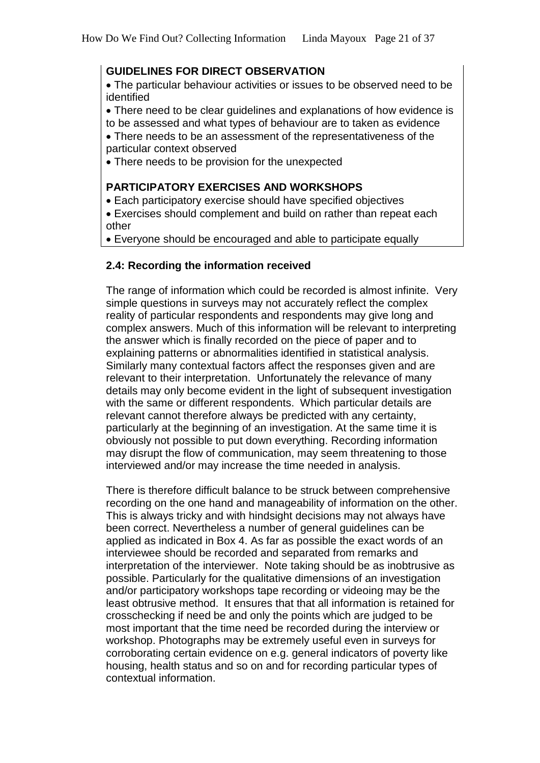**GUIDELINES FOR DIRECT OBSERVATION**

- The particular behaviour activities or issues to be observed need to be identified
- There need to be clear guidelines and explanations of how evidence is to be assessed and what types of behaviour are to taken as evidence
- There needs to be an assessment of the representativeness of the particular context observed
- There needs to be provision for the unexpected

**PARTICIPATORY EXERCISES AND WORKSHOPS**

- Each participatory exercise should have specified objectives
- Exercises should complement and build on rather than repeat each other
- Everyone should be encouraged and able to participate equally

### 2.4: Recording the information received

The range of information which could be recorded is almost infinite. Very simple questions in surveys may not accurately reflect the complex reality of particular respondents and respondents may give long and complex answers. Much of this information will be relevant to interpreting the answer which is finally recorded on the piece of paper and to explaining patterns or abnormalities identified in statistical analysis. Similarly many contextual factors affect the responses given and are relevant to their interpretation. Unfortunately the relevance of many details may only become evident in the light of subsequent investigation with the same or different respondents. Which particular details are relevant cannot therefore always be predicted with any certainty, particularly at the beginning of an investigation. At the same time it is obviously not possible to put down everything. Recording information may disrupt the flow of communication, may seem threatening to those interviewed and/or may increase the time needed in analysis.

There is therefore difficult balance to be struck between comprehensive recording on the one hand and manageability of information on the other. This is always tricky and with hindsight decisions may not always have been correct. Nevertheless a number of general guidelines can be applied as indicated in Box 4. As far as possible the exact words of an interviewee should be recorded and separated from remarks and interpretation of the interviewer. Note taking should be as inobtrusive as possible. Particularly for the qualitative dimensions of an investigation and/or participatory workshops tape recording or videoing may be the least obtrusive method. It ensures that that all information is retained for crosschecking if need be and only the points which are judged to be most important that the time need be recorded during the interview or workshop. Photographs may be extremely useful even in surveys for corroborating certain evidence on e.g. general indicators of poverty like housing, health status and so on and for recording particular types of contextual information.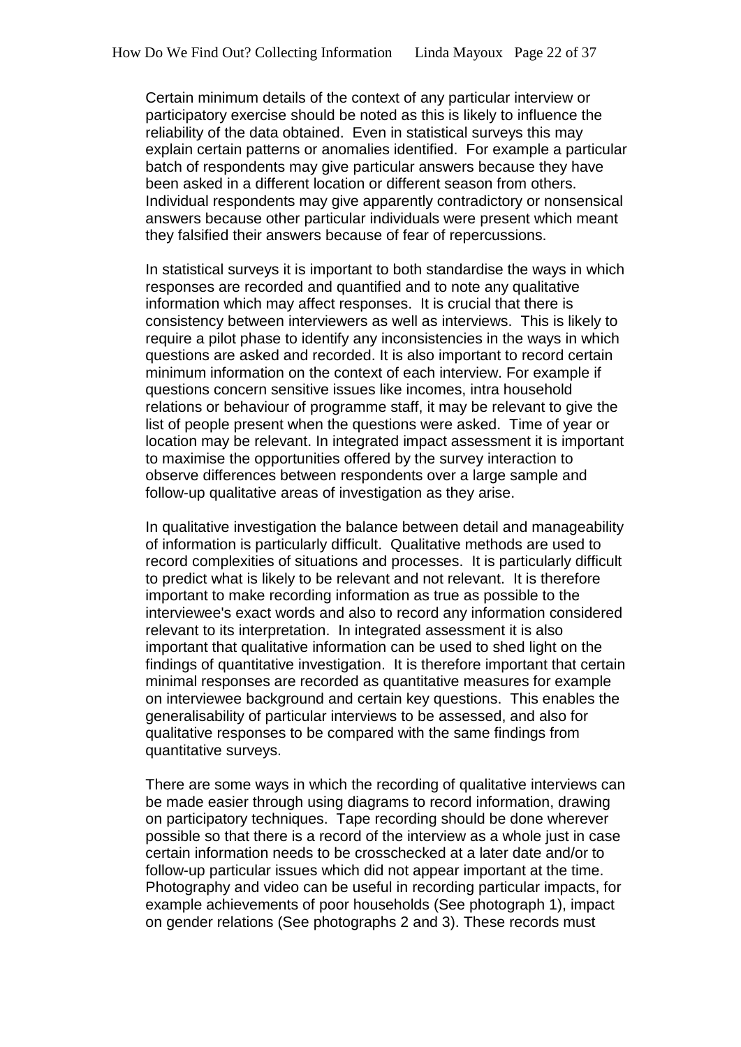Certain minimum details of the context of any particular interview or participatory exercise should be noted as this is likely to influence the reliability of the data obtained. Even in statistical surveys this may explain certain patterns or anomalies identified. For example a particular batch of respondents may give particular answers because they have been asked in a different location or different season from others. Individual respondents may give apparently contradictory or nonsensical answers because other particular individuals were present which meant they falsified their answers because of fear of repercussions.

In statistical surveys it is important to both standardise the ways in which responses are recorded and quantified and to note any qualitative information which may affect responses. It is crucial that there is consistency between interviewers as well as interviews. This is likely to require a pilot phase to identify any inconsistencies in the ways in which questions are asked and recorded. It is also important to record certain minimum information on the context of each interview. For example if questions concern sensitive issues like incomes, intra household relations or behaviour of programme staff, it may be relevant to give the list of people present when the questions were asked. Time of year or location may be relevant. In integrated impact assessment it is important to maximise the opportunities offered by the survey interaction to observe differences between respondents over a large sample and follow-up qualitative areas of investigation as they arise.

In qualitative investigation the balance between detail and manageability of information is particularly difficult. Qualitative methods are used to record complexities of situations and processes. It is particularly difficult to predict what is likely to be relevant and not relevant. It is therefore important to make recording information as true as possible to the interviewee's exact words and also to record any information considered relevant to its interpretation. In integrated assessment it is also important that qualitative information can be used to shed light on the findings of quantitative investigation. It is therefore important that certain minimal responses are recorded as quantitative measures for example on interviewee background and certain key questions. This enables the generalisability of particular interviews to be assessed, and also for qualitative responses to be compared with the same findings from quantitative surveys.

There are some ways in which the recording of qualitative interviews can be made easier through using diagrams to record information, drawing on participatory techniques. Tape recording should be done wherever possible so that there is a record of the interview as a whole just in case certain information needs to be crosschecked at a later date and/or to follow-up particular issues which did not appear important at the time. Photography and video can be useful in recording particular impacts, for example achievements of poor households (See photograph 1), impact on gender relations (See photographs 2 and 3). These records must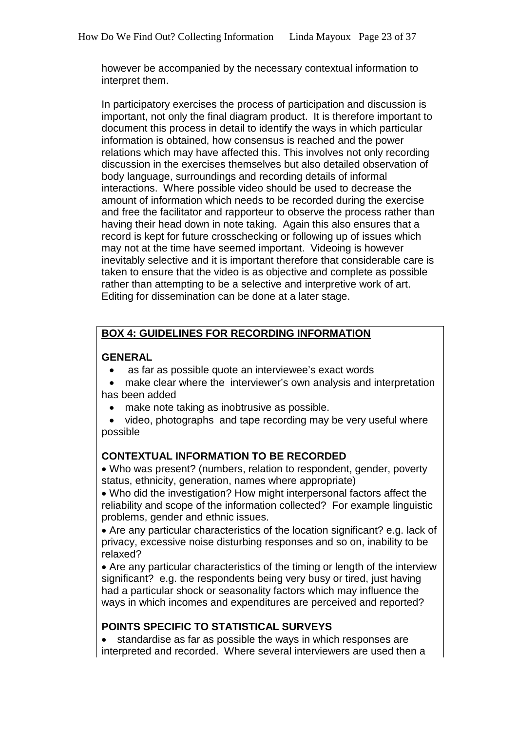however be accompanied by the necessary contextual information to interpret them.

In participatory exercises the process of participation and discussion is important, not only the final diagram product. It is therefore important to document this process in detail to identify the ways in which particular information is obtained, how consensus is reached and the power relations which may have affected this. This involves not only recording discussion in the exercises themselves but also detailed observation of body language, surroundings and recording details of informal interactions. Where possible video should be used to decrease the amount of information which needs to be recorded during the exercise and free the facilitator and rapporteur to observe the process rather than having their head down in note taking. Again this also ensures that a record is kept for future crosschecking or following up of issues which may not at the time have seemed important. Videoing is however inevitably selective and it is important therefore that considerable care is taken to ensure that the video is as objective and complete as possible rather than attempting to be a selective and interpretive work of art. Editing for dissemination can be done at a later stage.

**BOX 4: GUIDELINES FOR RECORDING INFORMATION**

**GENERAL**

- as far as possible quote an interviewee's exact words
- make clear where the interviewer's own analysis and interpretation has been added
- make note taking as inobtrusive as possible.
- video, photographs and tape recording may be very useful where possible

**CONTEXTUAL INFORMATION TO BE RECORDED**

- Who was present? (numbers, relation to respondent, gender, poverty status, ethnicity, generation, names where appropriate)
- Who did the investigation? How might interpersonal factors affect the reliability and scope of the information collected? For example linguistic problems, gender and ethnic issues.
- Are any particular characteristics of the location significant? e.g. lack of privacy, excessive noise disturbing responses and so on, inability to be relaxed?
- Are any particular characteristics of the timing or length of the interview significant? e.g. the respondents being very busy or tired, just having had a particular shock or seasonality factors which may influence the ways in which incomes and expenditures are perceived and reported?

**POINTS SPECIFIC TO STATISTICAL SURVEYS**

- standardise as far as possible the ways in which responses are interpreted and recorded. Where several interviewers are used then a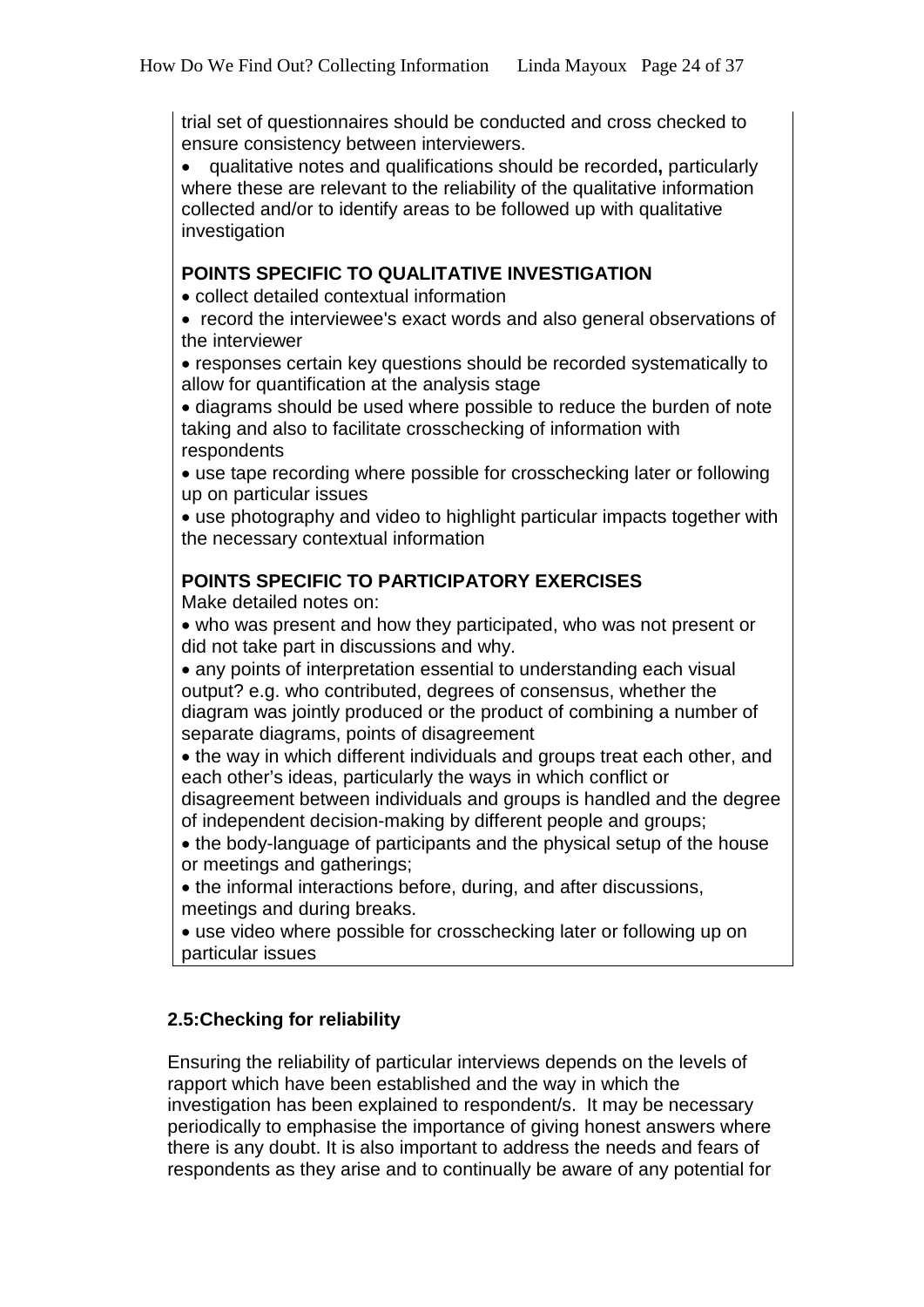trial set of questionnaires should be conducted and cross checked to ensure consistency between interviewers.

- qualitative notes and qualifications should be recorded**,** particularly where these are relevant to the reliability of the qualitative information collected and/or to identify areas to be followed up with qualitative investigation

**POINTS SPECIFIC TO QUALITATIVE INVESTIGATION**

- collect detailed contextual information
- record the interviewee's exact words and also general observations of the interviewer
- responses certain key questions should be recorded systematically to allow for quantification at the analysis stage
- diagrams should be used where possible to reduce the burden of note taking and also to facilitate crosschecking of information with respondents
- use tape recording where possible for crosschecking later or following up on particular issues
- use photography and video to highlight particular impacts together with the necessary contextual information

**POINTS SPECIFIC TO PARTICIPATORY EXERCISES**

Make detailed notes on:

- who was present and how they participated, who was not present or did not take part in discussions and why.
- any points of interpretation essential to understanding each visual output? e.g. who contributed, degrees of consensus, whether the diagram was jointly produced or the product of combining a number of separate diagrams, points of disagreement
- the way in which different individuals and groups treat each other, and each other's ideas, particularly the ways in which conflict or disagreement between individuals and groups is handled and the degree of independent decision-making by different people and groups;
- the body-language of participants and the physical setup of the house or meetings and gatherings;
- the informal interactions before, during, and after discussions, meetings and during breaks.
- use video where possible for crosschecking later or following up on particular issues

### 2.5:Checking for reliability

Ensuring the reliability of particular interviews depends on the levels of rapport which have been established and the way in which the investigation has been explained to respondent/s. It may be necessary periodically to emphasise the importance of giving honest answers where there is any doubt. It is also important to address the needs and fears of respondents as they arise and to continually be aware of any potential for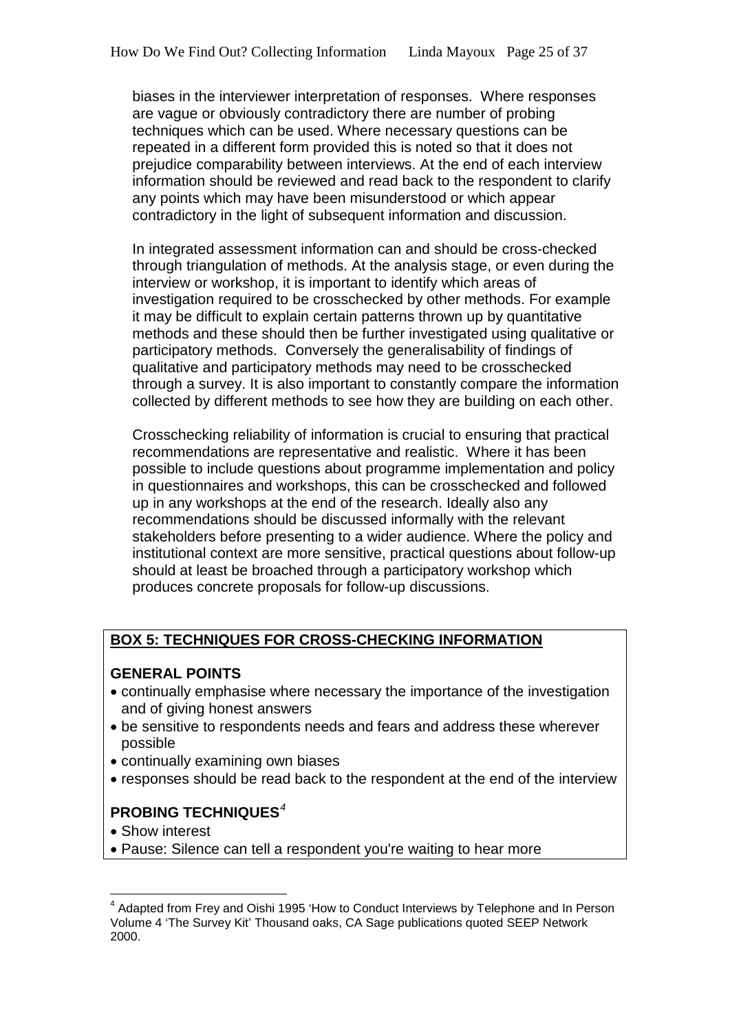biases in the interviewer interpretation of responses. Where responses are vague or obviously contradictory there are number of probing techniques which can be used. Where necessary questions can be repeated in a different form provided this is noted so that it does not prejudice comparability between interviews. At the end of each interview information should be reviewed and read back to the respondent to clarify any points which may have been misunderstood or which appear contradictory in the light of subsequent information and discussion.

In integrated assessment information can and should be cross-checked through triangulation of methods. At the analysis stage, or even during the interview or workshop, it is important to identify which areas of investigation required to be crosschecked by other methods. For example it may be difficult to explain certain patterns thrown up by quantitative methods and these should then be further investigated using qualitative or participatory methods. Conversely the generalisability of findings of qualitative and participatory methods may need to be crosschecked through a survey. It is also important to constantly compare the information collected by different methods to see how they are building on each other.

Crosschecking reliability of information is crucial to ensuring that practical recommendations are representative and realistic. Where it has been possible to include questions about programme implementation and policy in questionnaires and workshops, this can be crosschecked and followed up in any workshops at the end of the research. Ideally also any recommendations should be discussed informally with the relevant stakeholders before presenting to a wider audience. Where the policy and institutional context are more sensitive, practical questions about follow-up should at least be broached through a participatory workshop which produces concrete proposals for follow-up discussions.

**BOX 5: TECHNIQUES FOR CROSS-CHECKING INFORMATION**

**GENERAL POINTS**

- continually emphasise where necessary the importance of the investigation and of giving honest answers
- be sensitive to respondents needs and fears and address these wherever possible
- continually examining own biases
- responses should be read back to the respondent at the end of the interview

**PROBING TECHNIQUES**[4]

- Show interest
- Pause: Silence can tell a respondent you're waiting to hear more

---

[4] Adapted from Frey and Oishi 1995 'How to Conduct Interviews by Telephone and In Person Volume 4 'The Survey Kit' Thousand oaks, CA Sage publications quoted SEEP Network 2000.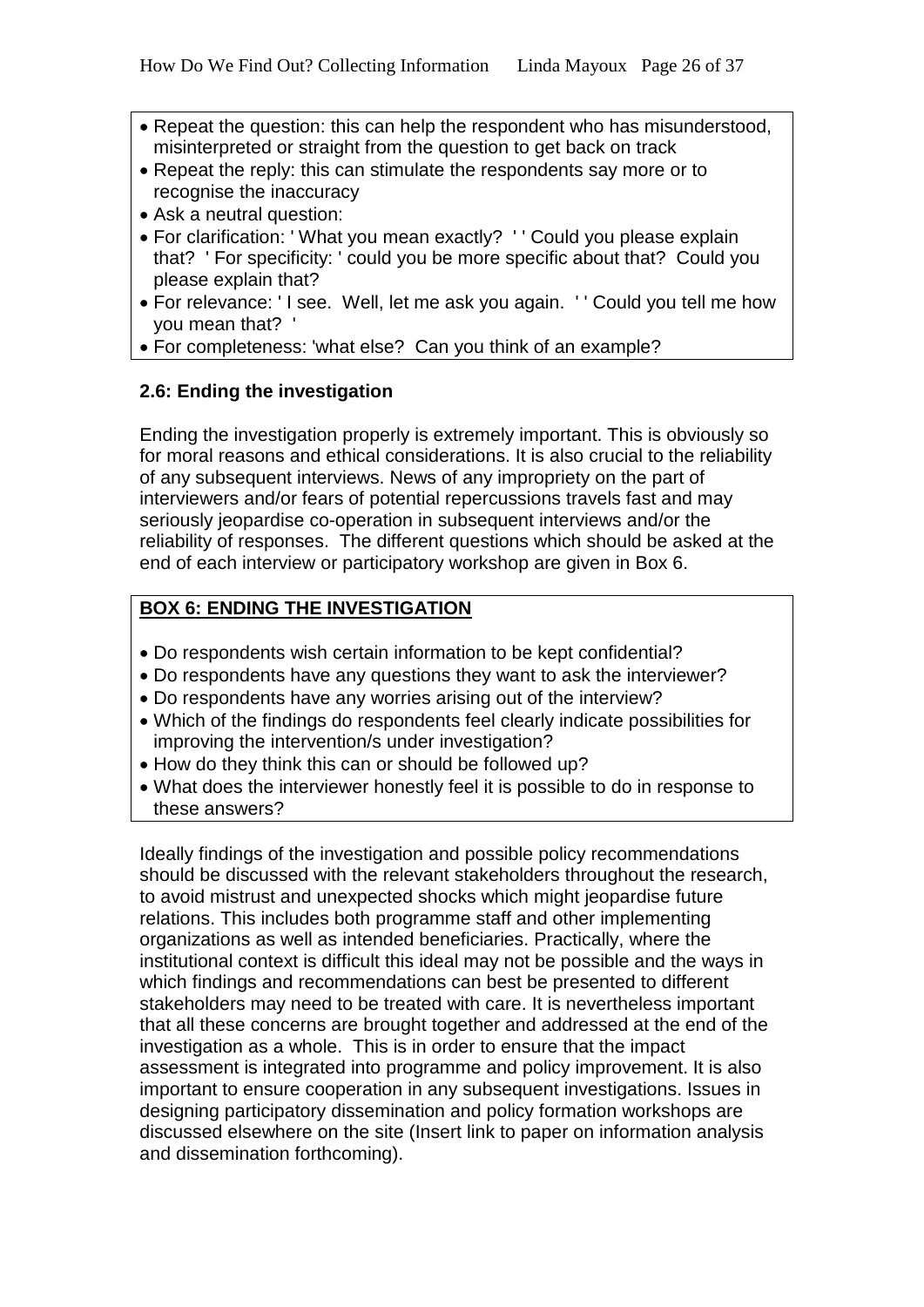- Repeat the question: this can help the respondent who has misunderstood, misinterpreted or straight from the question to get back on track
- Repeat the reply: this can stimulate the respondents say more or to recognise the inaccuracy
- Ask a neutral question:
- For clarification: ' What you mean exactly? ' ' Could you please explain that? ' For specificity: ' could you be more specific about that? Could you please explain that?
- For relevance: ' I see. Well, let me ask you again. ' ' Could you tell me how you mean that? '
- For completeness: 'what else? Can you think of an example?

### 2.6: Ending the investigation

Ending the investigation properly is extremely important. This is obviously so for moral reasons and ethical considerations. It is also crucial to the reliability of any subsequent interviews. News of any impropriety on the part of interviewers and/or fears of potential repercussions travels fast and may seriously jeopardise co-operation in subsequent interviews and/or the reliability of responses. The different questions which should be asked at the end of each interview or participatory workshop are given in Box 6.

**BOX 6: ENDING THE INVESTIGATION**

- Do respondents wish certain information to be kept confidential?
- Do respondents have any questions they want to ask the interviewer?
- Do respondents have any worries arising out of the interview?
- Which of the findings do respondents feel clearly indicate possibilities for improving the intervention/s under investigation?
- How do they think this can or should be followed up?
- What does the interviewer honestly feel it is possible to do in response to these answers?

Ideally findings of the investigation and possible policy recommendations should be discussed with the relevant stakeholders throughout the research, to avoid mistrust and unexpected shocks which might jeopardise future relations. This includes both programme staff and other implementing organizations as well as intended beneficiaries. Practically, where the institutional context is difficult this ideal may not be possible and the ways in which findings and recommendations can best be presented to different stakeholders may need to be treated with care. It is nevertheless important that all these concerns are brought together and addressed at the end of the investigation as a whole. This is in order to ensure that the impact assessment is integrated into programme and policy improvement. It is also important to ensure cooperation in any subsequent investigations. Issues in designing participatory dissemination and policy formation workshops are discussed elsewhere on the site (Insert link to paper on information analysis and dissemination forthcoming).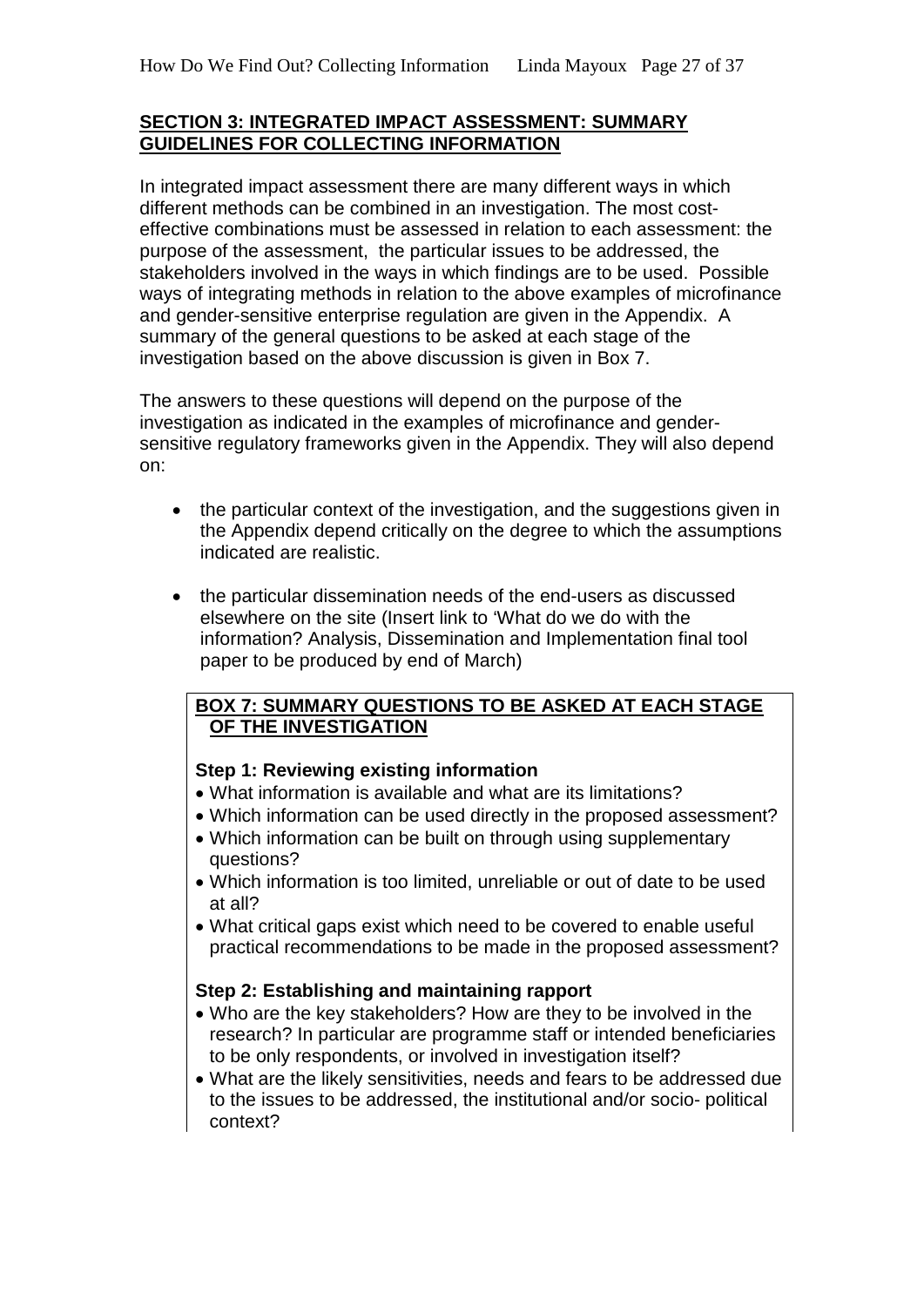## SECTION 3: INTEGRATED IMPACT ASSESSMENT: SUMMARY GUIDELINES FOR COLLECTING INFORMATION

In integrated impact assessment there are many different ways in which different methods can be combined in an investigation. The most cost-effective combinations must be assessed in relation to each assessment: the purpose of the assessment, the particular issues to be addressed, the stakeholders involved in the ways in which findings are to be used. Possible ways of integrating methods in relation to the above examples of microfinance and gender-sensitive enterprise regulation are given in the Appendix. A summary of the general questions to be asked at each stage of the investigation based on the above discussion is given in Box 7.

The answers to these questions will depend on the purpose of the investigation as indicated in the examples of microfinance and gender-sensitive regulatory frameworks given in the Appendix. They will also depend on:

- the particular context of the investigation, and the suggestions given in the Appendix depend critically on the degree to which the assumptions indicated are realistic.
- the particular dissemination needs of the end-users as discussed elsewhere on the site (Insert link to 'What do we do with the information? Analysis, Dissemination and Implementation final tool paper to be produced by end of March)

### BOX 7: SUMMARY QUESTIONS TO BE ASKED AT EACH STAGE OF THE INVESTIGATION

**Step 1: Reviewing existing information**

- What information is available and what are its limitations?
- Which information can be used directly in the proposed assessment?
- Which information can be built on through using supplementary questions?
- Which information is too limited, unreliable or out of date to be used at all?
- What critical gaps exist which need to be covered to enable useful practical recommendations to be made in the proposed assessment?

**Step 2: Establishing and maintaining rapport**

- Who are the key stakeholders? How are they to be involved in the research? In particular are programme staff or intended beneficiaries to be only respondents, or involved in investigation itself?
- What are the likely sensitivities, needs and fears to be addressed due to the issues to be addressed, the institutional and/or socio- political context?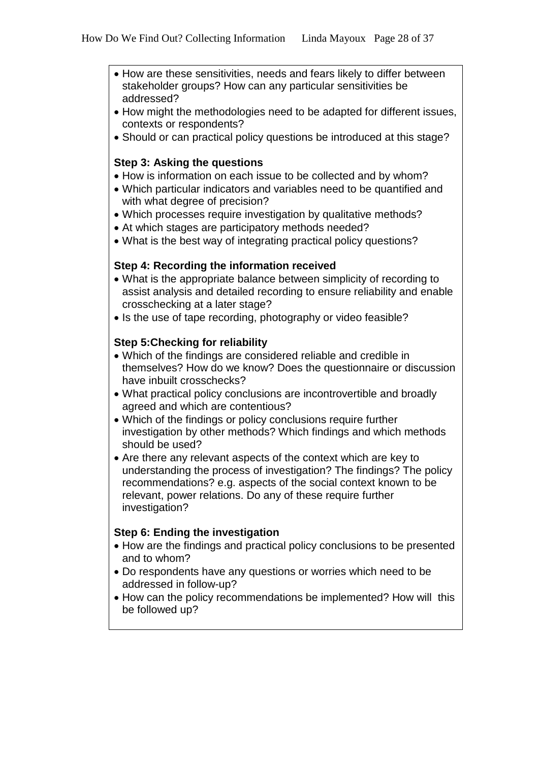- How are these sensitivities, needs and fears likely to differ between stakeholder groups? How can any particular sensitivities be addressed?
- How might the methodologies need to be adapted for different issues, contexts or respondents?
- Should or can practical policy questions be introduced at this stage?

**Step 3: Asking the questions**

- How is information on each issue to be collected and by whom?
- Which particular indicators and variables need to be quantified and with what degree of precision?
- Which processes require investigation by qualitative methods?
- At which stages are participatory methods needed?
- What is the best way of integrating practical policy questions?

**Step 4: Recording the information received**

- What is the appropriate balance between simplicity of recording to assist analysis and detailed recording to ensure reliability and enable crosschecking at a later stage?
- Is the use of tape recording, photography or video feasible?

**Step 5:Checking for reliability**

- Which of the findings are considered reliable and credible in themselves? How do we know? Does the questionnaire or discussion have inbuilt crosschecks?
- What practical policy conclusions are incontrovertible and broadly agreed and which are contentious?
- Which of the findings or policy conclusions require further investigation by other methods? Which findings and which methods should be used?
- Are there any relevant aspects of the context which are key to understanding the process of investigation? The findings? The policy recommendations? e.g. aspects of the social context known to be relevant, power relations. Do any of these require further investigation?

**Step 6: Ending the investigation**

- How are the findings and practical policy conclusions to be presented and to whom?
- Do respondents have any questions or worries which need to be addressed in follow-up?
- How can the policy recommendations be implemented? How will this be followed up?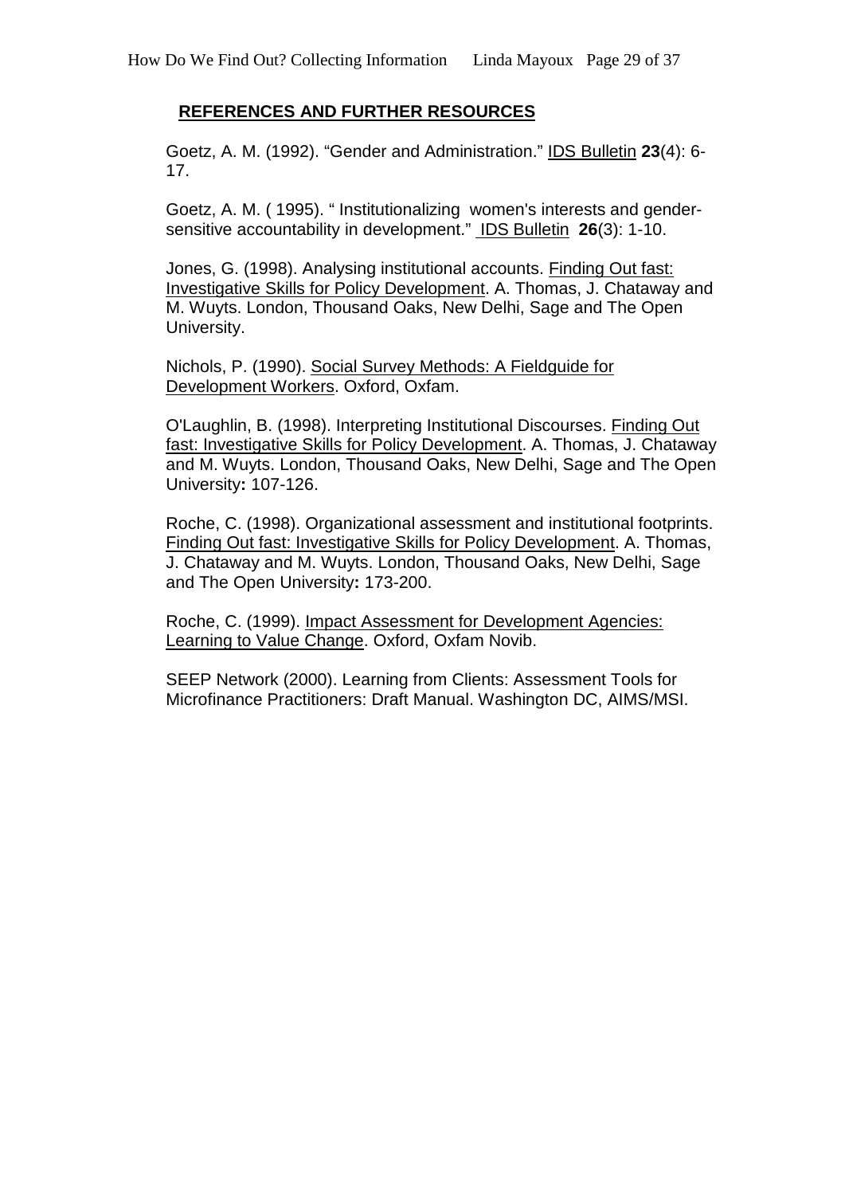## REFERENCES AND FURTHER RESOURCES

Goetz, A. M. (1992). "Gender and Administration." IDS Bulletin **23**(4): 6-17.

Goetz, A. M. ( 1995). " Institutionalizing women's interests and gender-sensitive accountability in development." IDS Bulletin **26**(3): 1-10.

Jones, G. (1998). Analysing institutional accounts. Finding Out fast: Investigative Skills for Policy Development. A. Thomas, J. Chataway and M. Wuyts. London, Thousand Oaks, New Delhi, Sage and The Open University.

Nichols, P. (1990). Social Survey Methods: A Fieldguide for Development Workers. Oxford, Oxfam.

O'Laughlin, B. (1998). Interpreting Institutional Discourses. Finding Out fast: Investigative Skills for Policy Development. A. Thomas, J. Chataway and M. Wuyts. London, Thousand Oaks, New Delhi, Sage and The Open University**:** 107-126.

Roche, C. (1998). Organizational assessment and institutional footprints. Finding Out fast: Investigative Skills for Policy Development. A. Thomas, J. Chataway and M. Wuyts. London, Thousand Oaks, New Delhi, Sage and The Open University**:** 173-200.

Roche, C. (1999). Impact Assessment for Development Agencies: Learning to Value Change. Oxford, Oxfam Novib.

SEEP Network (2000). Learning from Clients: Assessment Tools for Microfinance Practitioners: Draft Manual. Washington DC, AIMS/MSI.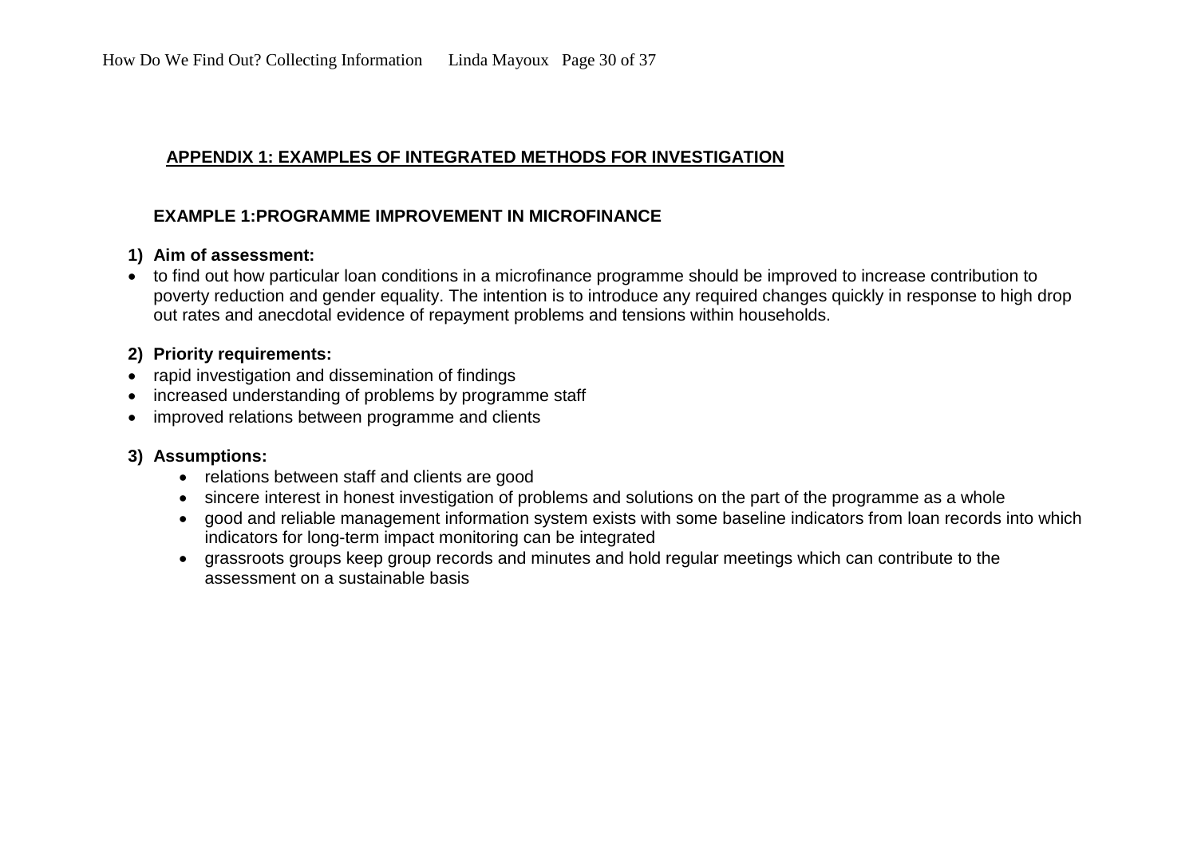## APPENDIX 1: EXAMPLES OF INTEGRATED METHODS FOR INVESTIGATION

### EXAMPLE 1:PROGRAMME IMPROVEMENT IN MICROFINANCE

**1) Aim of assessment:**

- to find out how particular loan conditions in a microfinance programme should be improved to increase contribution to poverty reduction and gender equality. The intention is to introduce any required changes quickly in response to high drop out rates and anecdotal evidence of repayment problems and tensions within households.

**2) Priority requirements:**

- rapid investigation and dissemination of findings
- increased understanding of problems by programme staff
- improved relations between programme and clients

**3) Assumptions:**

- relations between staff and clients are good
- sincere interest in honest investigation of problems and solutions on the part of the programme as a whole
- good and reliable management information system exists with some baseline indicators from loan records into which indicators for long-term impact monitoring can be integrated
- grassroots groups keep group records and minutes and hold regular meetings which can contribute to the assessment on a sustainable basis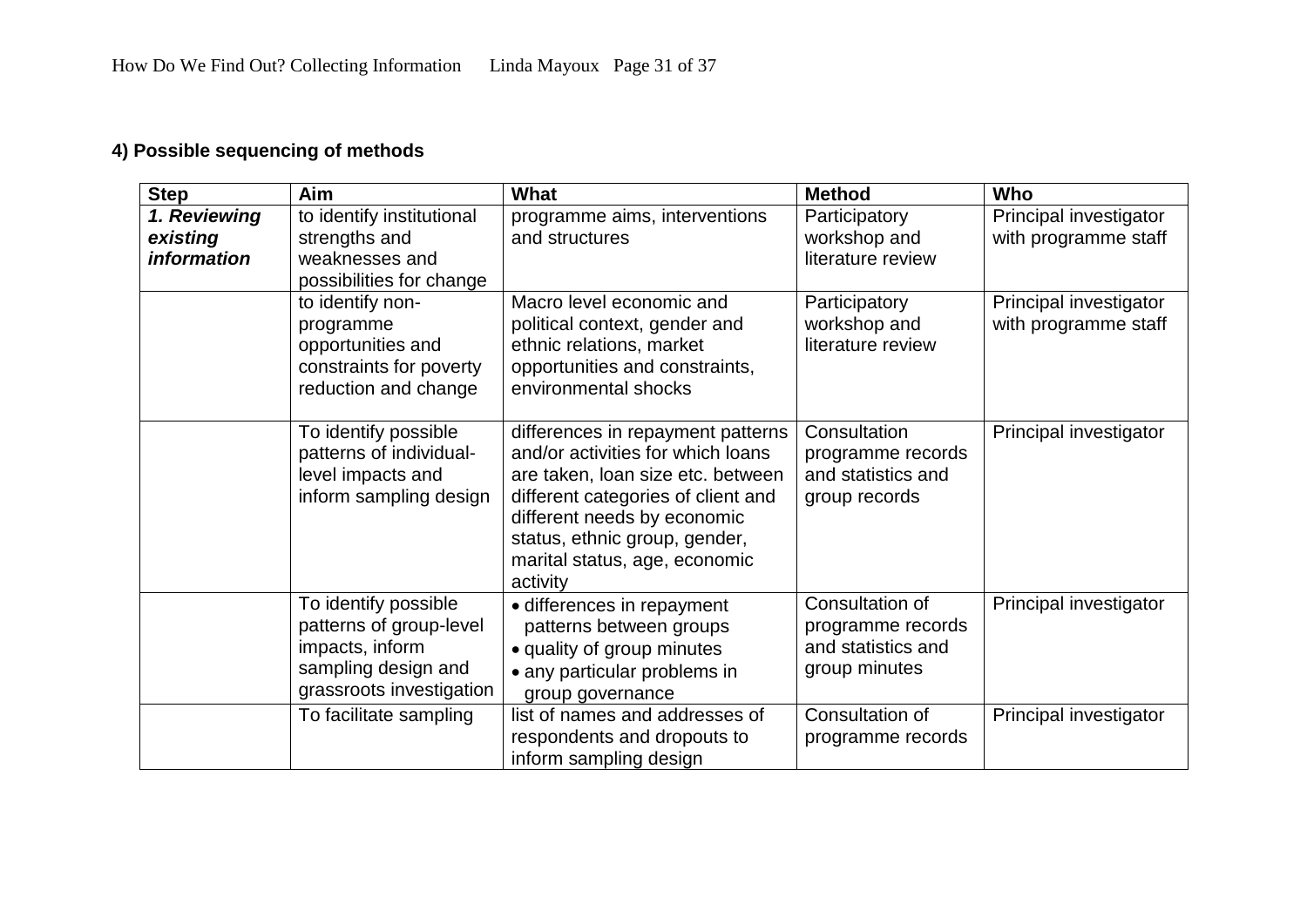**4) Possible sequencing of methods**

| Step | Aim | What | Method | Who |
|---|---|---|---|---|
| ***1. Reviewing existing information*** | to identify institutional strengths and weaknesses and possibilities for change | programme aims, interventions and structures | Participatory workshop and literature review | Principal investigator with programme staff |
| | to identify non-programme opportunities and constraints for poverty reduction and change | Macro level economic and political context, gender and ethnic relations, market opportunities and constraints, environmental shocks | Participatory workshop and literature review | Principal investigator with programme staff |
| | To identify possible patterns of individual-level impacts and inform sampling design | differences in repayment patterns and/or activities for which loans are taken, loan size etc. between different categories of client and different needs by economic status, ethnic group, gender, marital status, age, economic activity | Consultation programme records and statistics and group records | Principal investigator |
| | To identify possible patterns of group-level impacts, inform sampling design and grassroots investigation | • differences in repayment patterns between groups<br>• quality of group minutes<br>• any particular problems in group governance | Consultation of programme records and statistics and group minutes | Principal investigator |
| | To facilitate sampling | list of names and addresses of respondents and dropouts to inform sampling design | Consultation of programme records | Principal investigator |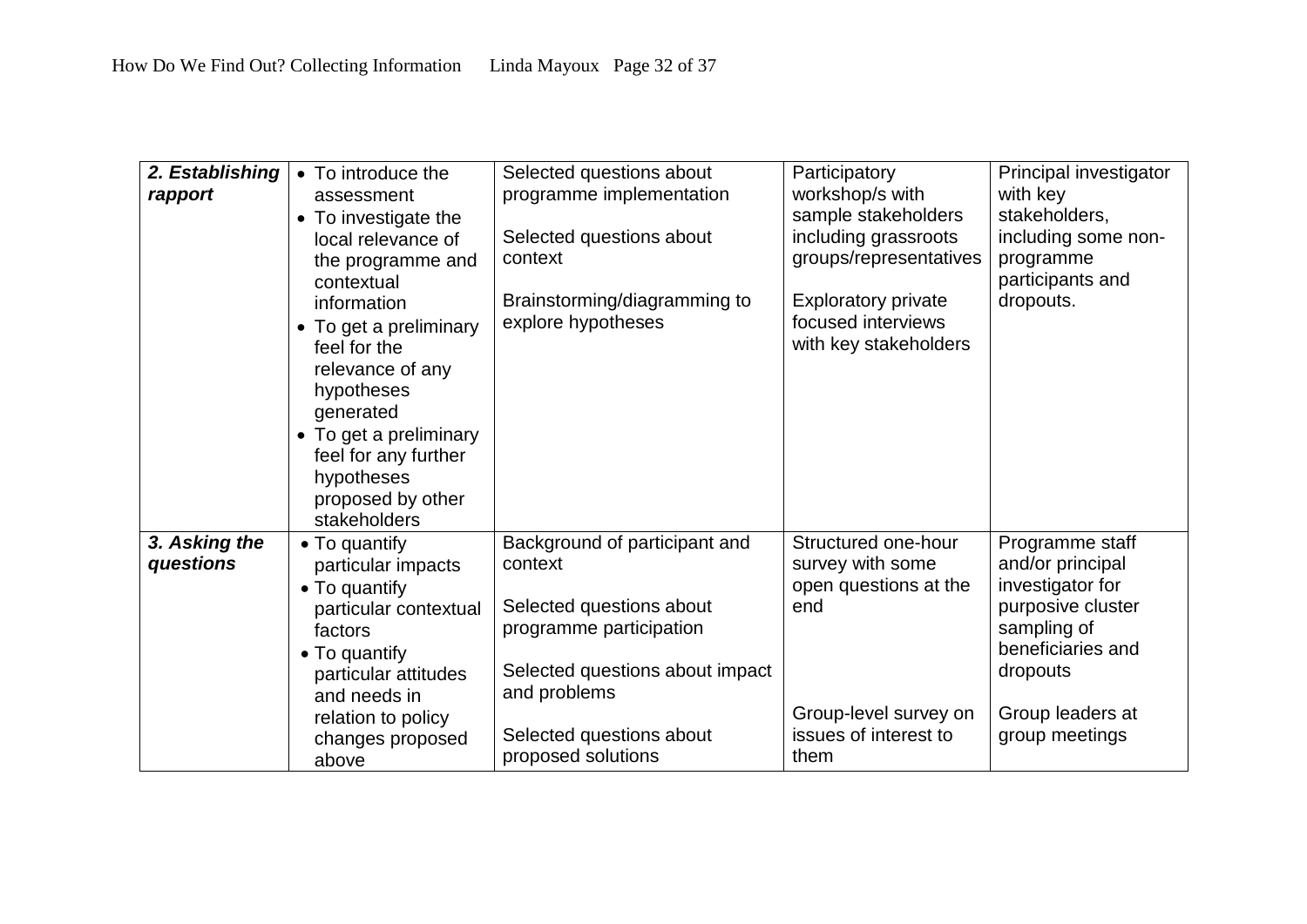| | | | | |
|---|---|---|---|---|
| ***2. Establishing rapport*** | • To introduce the assessment<br>• To investigate the local relevance of the programme and contextual information<br>• To get a preliminary feel for the relevance of any hypotheses generated<br>• To get a preliminary feel for any further hypotheses proposed by other stakeholders | Selected questions about programme implementation<br><br>Selected questions about context<br><br>Brainstorming/diagramming to explore hypotheses | Participatory workshop/s with sample stakeholders including grassroots groups/representatives<br><br>Exploratory private focused interviews with key stakeholders | Principal investigator with key stakeholders, including some non-programme participants and dropouts. |
| ***3. Asking the questions*** | • To quantify particular impacts<br>• To quantify particular contextual factors<br>• To quantify particular attitudes and needs in relation to policy changes proposed above | Background of participant and context<br><br>Selected questions about programme participation<br><br>Selected questions about impact and problems<br><br>Selected questions about proposed solutions | Structured one-hour survey with some open questions at the end<br><br>Group-level survey on issues of interest to them | Programme staff and/or principal investigator for purposive cluster sampling of beneficiaries and dropouts<br><br>Group leaders at group meetings |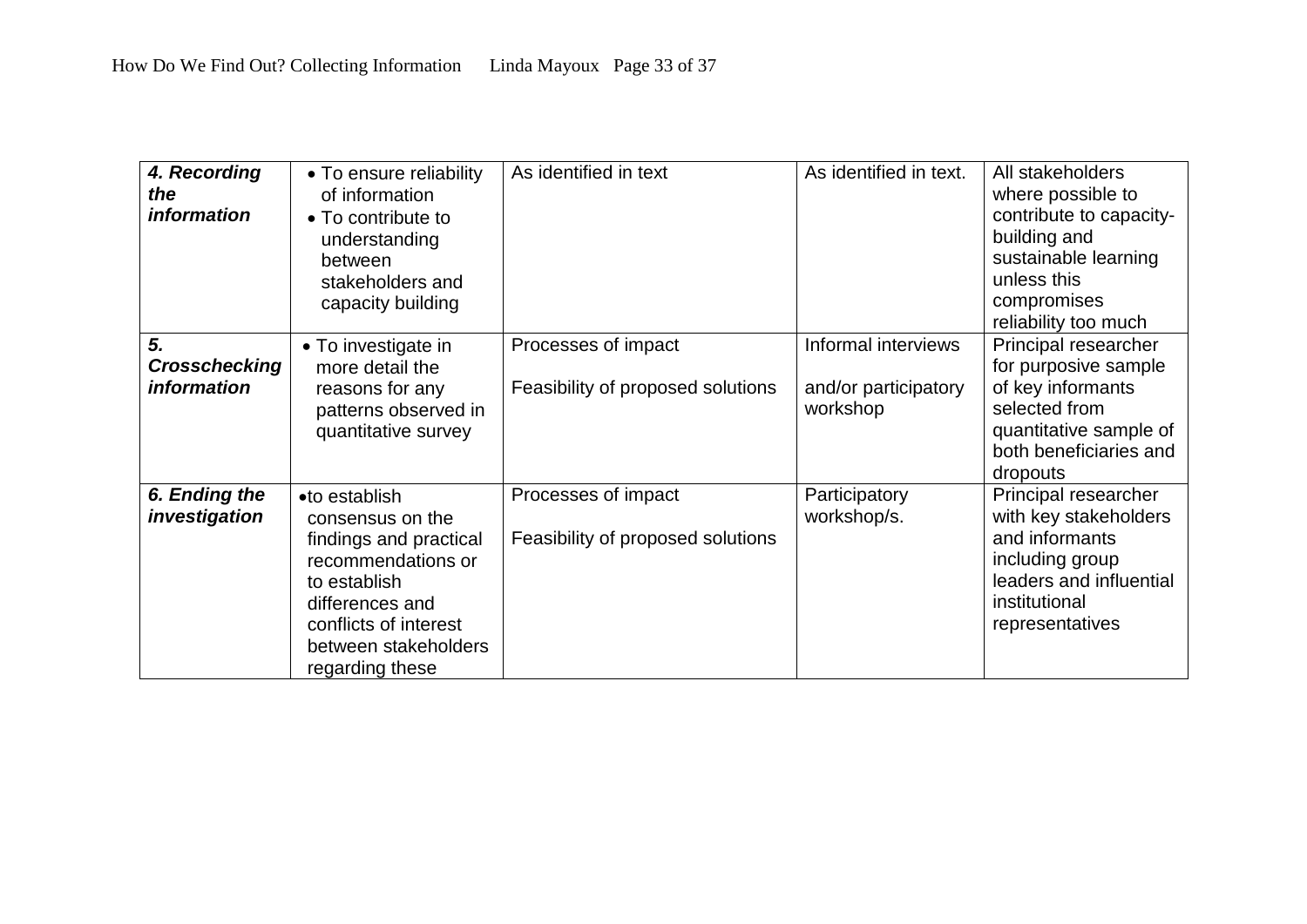| | | | | |
|---|---|---|---|---|
| ***4. Recording the information*** | • To ensure reliability of information<br>• To contribute to understanding between stakeholders and capacity building | As identified in text | As identified in text. | All stakeholders where possible to contribute to capacity-building and sustainable learning unless this compromises reliability too much |
| ***5. Crosschecking information*** | • To investigate in more detail the reasons for any patterns observed in quantitative survey | Processes of impact<br><br>Feasibility of proposed solutions | Informal interviews<br><br>and/or participatory workshop | Principal researcher for purposive sample of key informants selected from quantitative sample of both beneficiaries and dropouts |
| ***6. Ending the investigation*** | • to establish consensus on the findings and practical recommendations or to establish differences and conflicts of interest between stakeholders regarding these | Processes of impact<br><br>Feasibility of proposed solutions | Participatory workshop/s. | Principal researcher with key stakeholders and informants including group leaders and influential institutional representatives |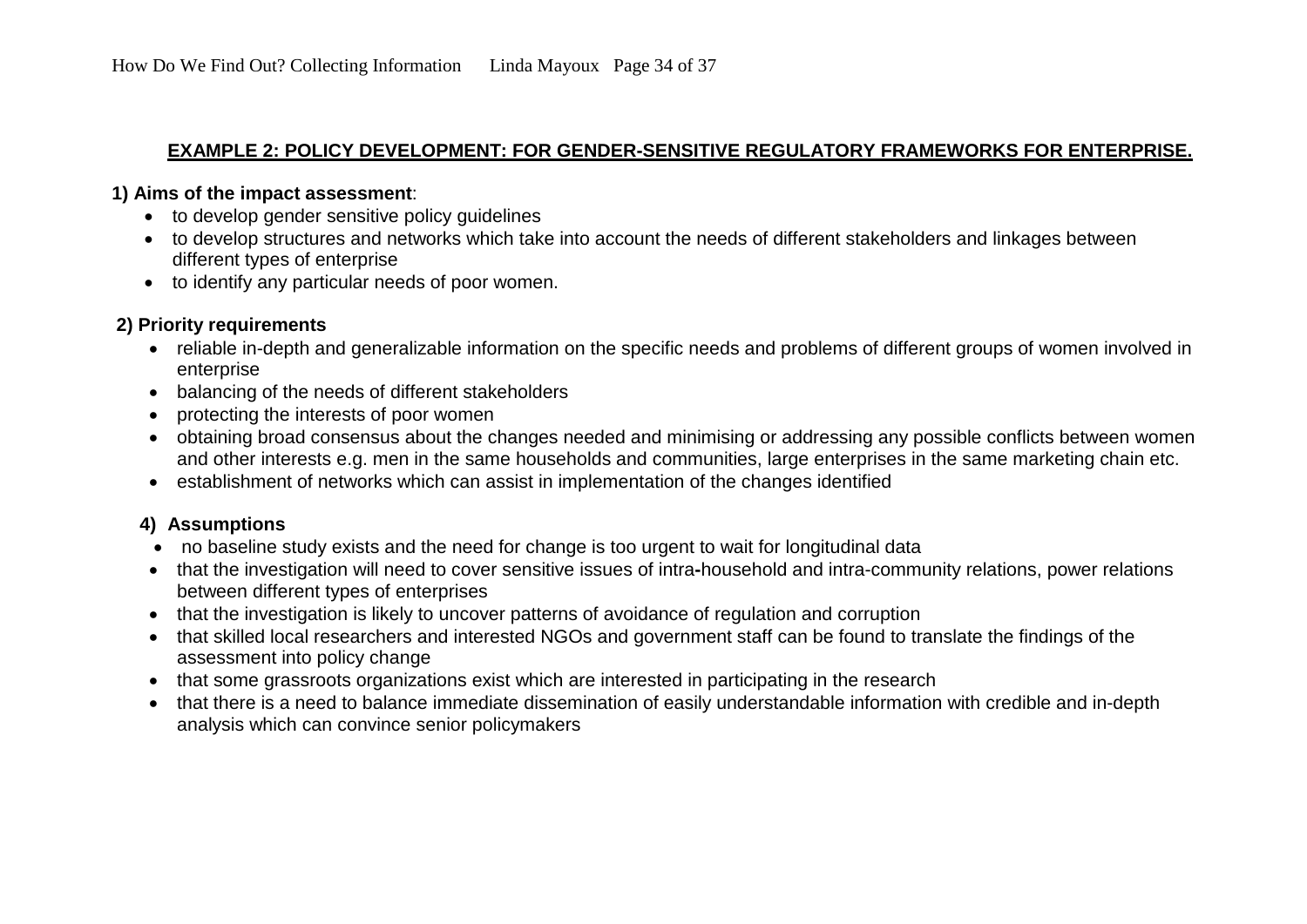## EXAMPLE 2: POLICY DEVELOPMENT: FOR GENDER-SENSITIVE REGULATORY FRAMEWORKS FOR ENTERPRISE.

**1) Aims of the impact assessment**:

- to develop gender sensitive policy guidelines
- to develop structures and networks which take into account the needs of different stakeholders and linkages between different types of enterprise
- to identify any particular needs of poor women.

**2) Priority requirements**

- reliable in-depth and generalizable information on the specific needs and problems of different groups of women involved in enterprise
- balancing of the needs of different stakeholders
- protecting the interests of poor women
- obtaining broad consensus about the changes needed and minimising or addressing any possible conflicts between women and other interests e.g. men in the same households and communities, large enterprises in the same marketing chain etc.
- establishment of networks which can assist in implementation of the changes identified

**4) Assumptions**

- no baseline study exists and the need for change is too urgent to wait for longitudinal data
- that the investigation will need to cover sensitive issues of intra-household and intra-community relations, power relations between different types of enterprises
- that the investigation is likely to uncover patterns of avoidance of regulation and corruption
- that skilled local researchers and interested NGOs and government staff can be found to translate the findings of the assessment into policy change
- that some grassroots organizations exist which are interested in participating in the research
- that there is a need to balance immediate dissemination of easily understandable information with credible and in-depth analysis which can convince senior policymakers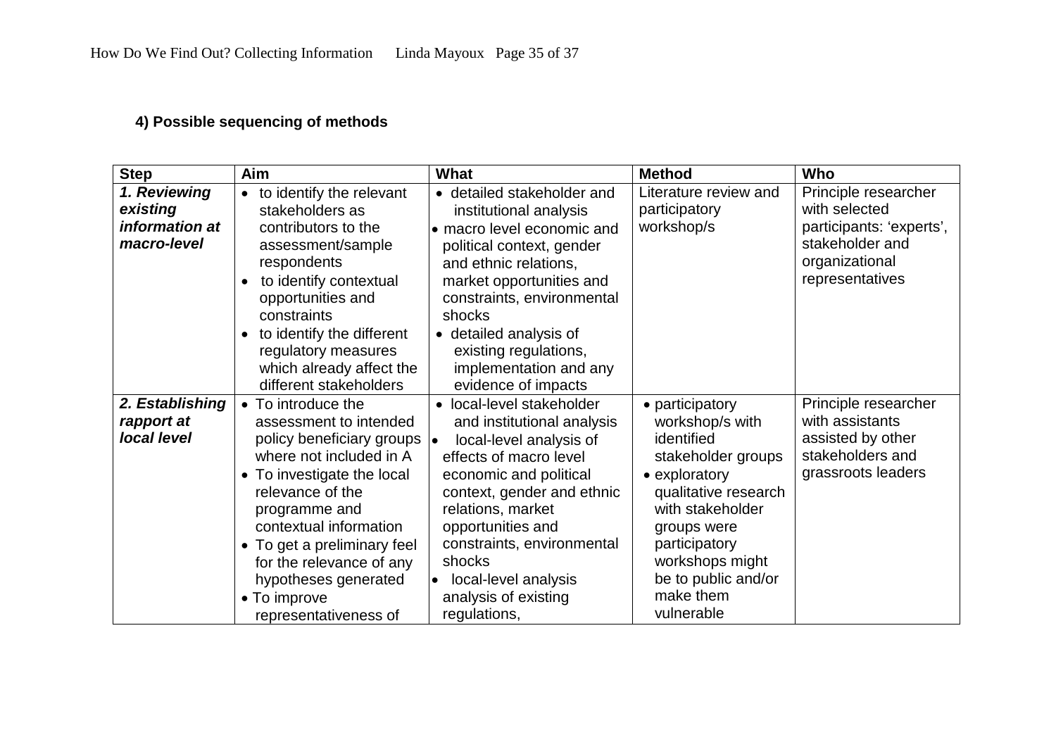### 4) Possible sequencing of methods

| Step | Aim | What | Method | Who |
|---|---|---|---|---|
| ***1. Reviewing existing information at macro-level*** | • to identify the relevant stakeholders as contributors to the assessment/sample respondents<br>• to identify contextual opportunities and constraints<br>• to identify the different regulatory measures which already affect the different stakeholders | • detailed stakeholder and institutional analysis<br>• macro level economic and political context, gender and ethnic relations, market opportunities and constraints, environmental shocks<br>• detailed analysis of existing regulations, implementation and any evidence of impacts | Literature review and participatory workshop/s | Principle researcher with selected participants: 'experts', stakeholder and organizational representatives |
| ***2. Establishing rapport at local level*** | • To introduce the assessment to intended policy beneficiary groups where not included in A<br>• To investigate the local relevance of the programme and contextual information<br>• To get a preliminary feel for the relevance of any hypotheses generated<br>• To improve representativeness of | • local-level stakeholder and institutional analysis<br>• local-level analysis of effects of macro level economic and political context, gender and ethnic relations, market opportunities and constraints, environmental shocks<br>• local-level analysis analysis of existing regulations, | • participatory workshop/s with identified stakeholder groups<br>• exploratory qualitative research with stakeholder groups were participatory workshops might be to public and/or make them vulnerable | Principle researcher with assistants assisted by other stakeholders and grassroots leaders |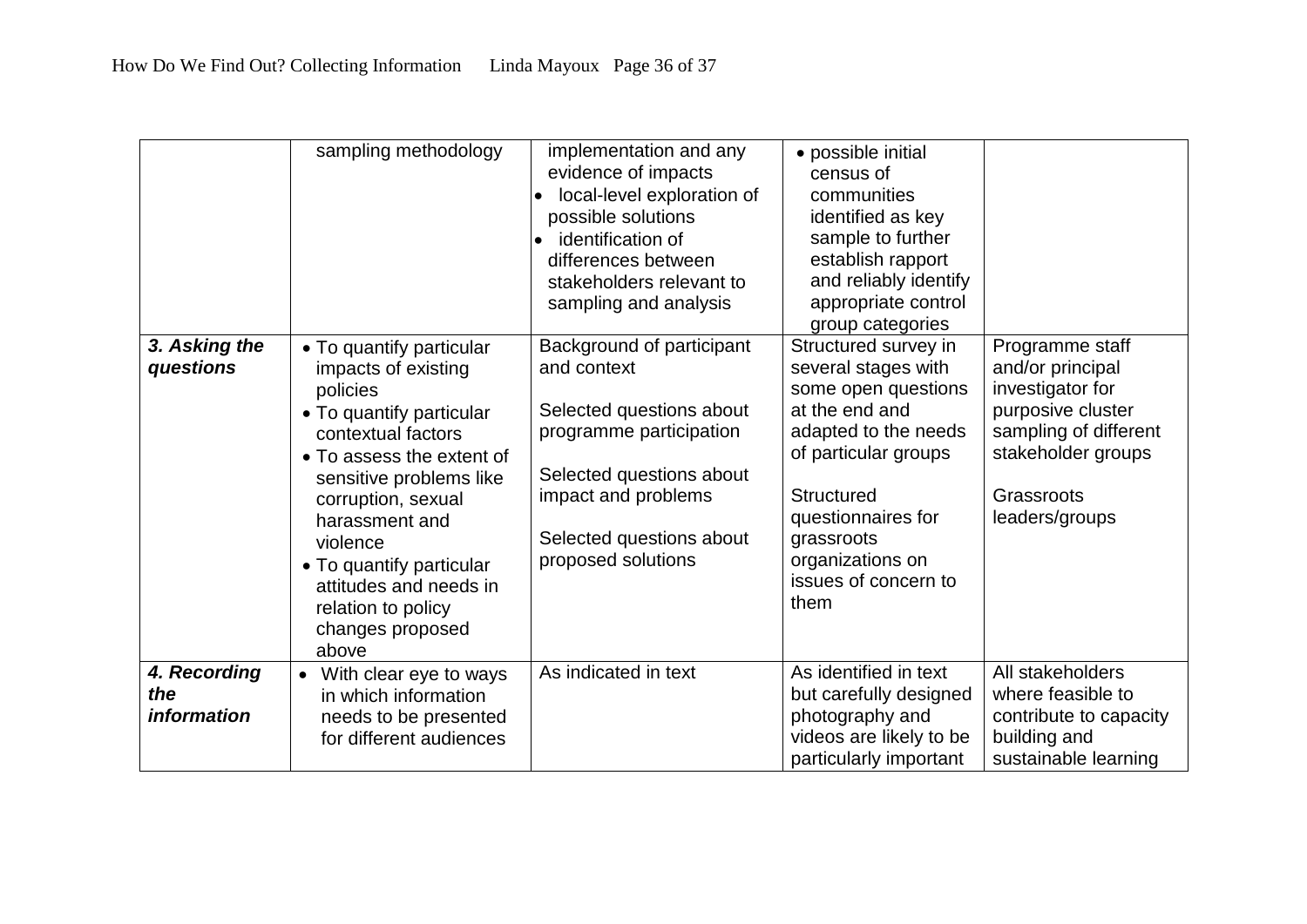| | | | | |
|---|---|---|---|---|
| | sampling methodology | implementation and any evidence of impacts<br>• local-level exploration of possible solutions<br>• identification of differences between stakeholders relevant to sampling and analysis | • possible initial census of communities identified as key sample to further establish rapport and reliably identify appropriate control group categories | |
| ***3. Asking the questions*** | • To quantify particular impacts of existing policies<br>• To quantify particular contextual factors<br>• To assess the extent of sensitive problems like corruption, sexual harassment and violence<br>• To quantify particular attitudes and needs in relation to policy changes proposed above | Background of participant and context<br><br>Selected questions about programme participation<br><br>Selected questions about impact and problems<br><br>Selected questions about proposed solutions | Structured survey in several stages with some open questions at the end and adapted to the needs of particular groups<br><br>Structured questionnaires for grassroots organizations on issues of concern to them | Programme staff and/or principal investigator for purposive cluster sampling of different stakeholder groups<br><br>Grassroots leaders/groups |
| ***4. Recording the information*** | • With clear eye to ways in which information needs to be presented for different audiences | As indicated in text | As identified in text but carefully designed photography and videos are likely to be particularly important | All stakeholders where feasible to contribute to capacity building and sustainable learning |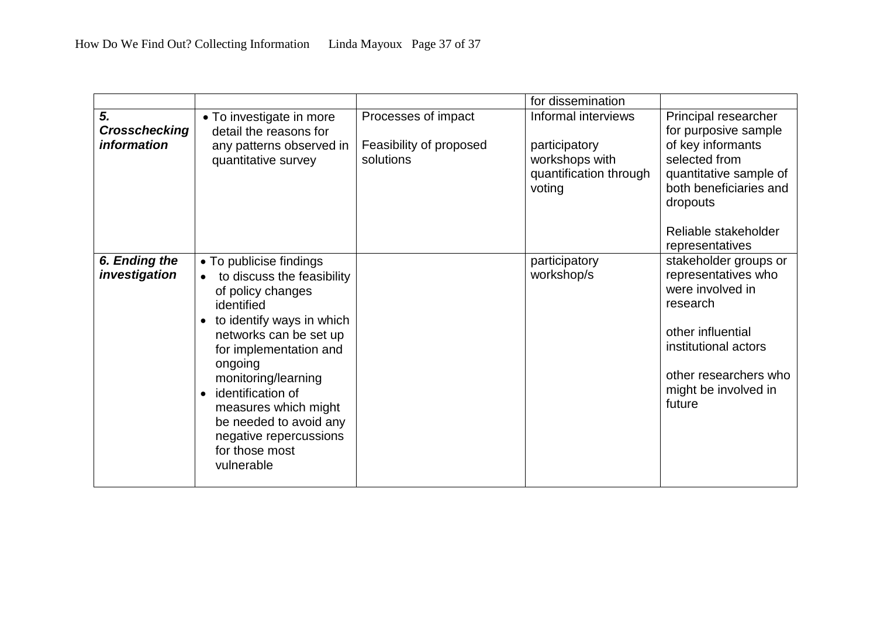| | | | | |
|---|---|---|---|---|
| | | | for dissemination | |
| ***5. Crosschecking information*** | • To investigate in more detail the reasons for any patterns observed in quantitative survey | Processes of impact<br><br>Feasibility of proposed solutions | Informal interviews<br><br>participatory workshops with quantification through voting | Principal researcher for purposive sample of key informants selected from quantitative sample of both beneficiaries and dropouts<br><br>Reliable stakeholder representatives |
| ***6. Ending the investigation*** | • To publicise findings<br>• to discuss the feasibility of policy changes identified<br>• to identify ways in which networks can be set up for implementation and ongoing monitoring/learning<br>• identification of measures which might be needed to avoid any negative repercussions for those most vulnerable | | participatory workshop/s | stakeholder groups or representatives who were involved in research<br><br>other influential institutional actors<br><br>other researchers who might be involved in future |